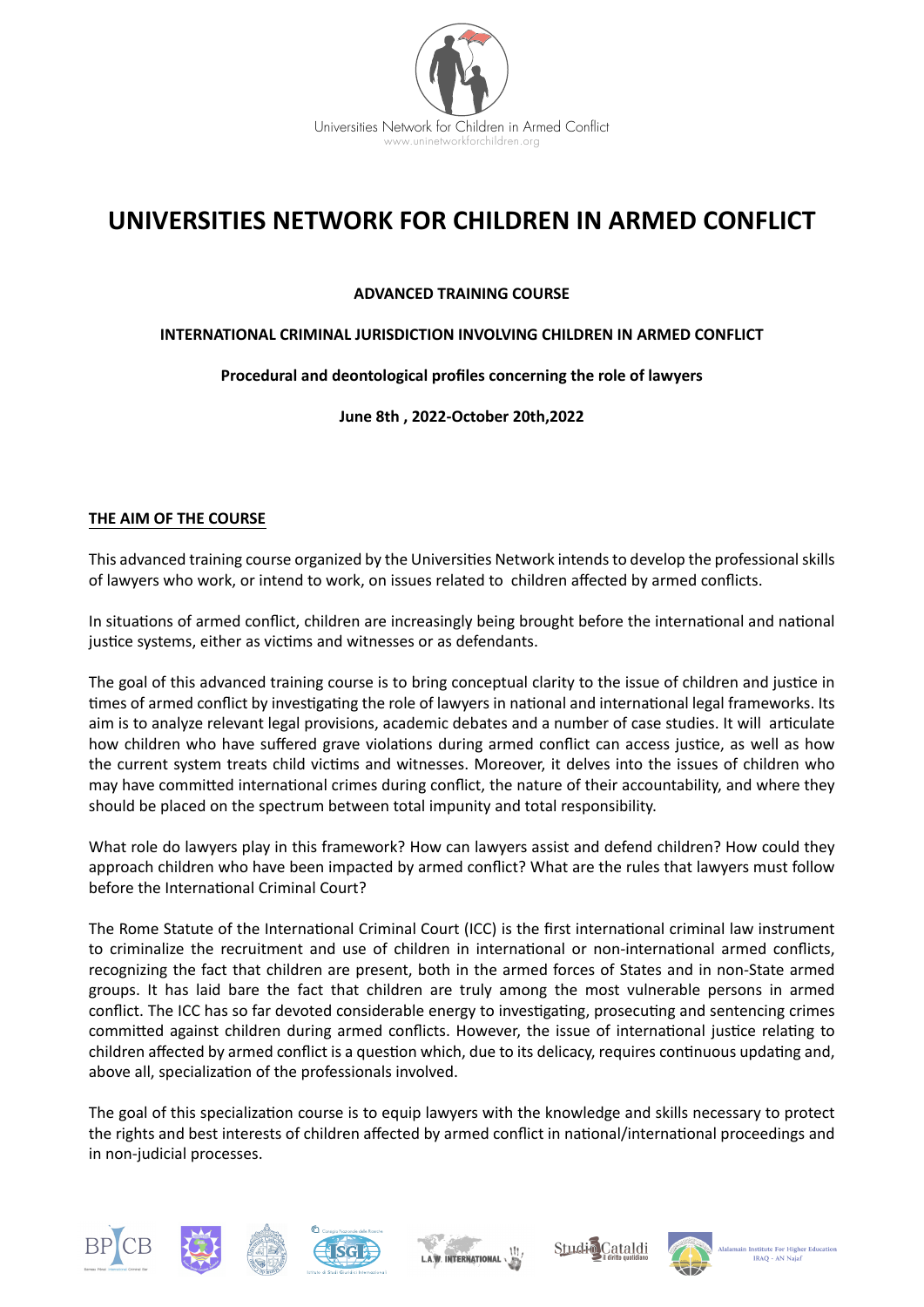Universities Network for Children in Armed Conflict
www.uninetworkforchildren.org

# UNIVERSITIES NETWORK FOR CHILDREN IN ARMED CONFLICT

**ADVANCED TRAINING COURSE**

**INTERNATIONAL CRIMINAL JURISDICTION INVOLVING CHILDREN IN ARMED CONFLICT**

**Procedural and deontological profiles concerning the role of lawyers**

**June 8th , 2022-October 20th,2022**

## THE AIM OF THE COURSE

This advanced training course organized by the Universities Network intends to develop the professional skills of lawyers who work, or intend to work, on issues related to children affected by armed conflicts.

In situations of armed conflict, children are increasingly being brought before the international and national justice systems, either as victims and witnesses or as defendants.

The goal of this advanced training course is to bring conceptual clarity to the issue of children and justice in times of armed conflict by investigating the role of lawyers in national and international legal frameworks. Its aim is to analyze relevant legal provisions, academic debates and a number of case studies. It will articulate how children who have suffered grave violations during armed conflict can access justice, as well as how the current system treats child victims and witnesses. Moreover, it delves into the issues of children who may have committed international crimes during conflict, the nature of their accountability, and where they should be placed on the spectrum between total impunity and total responsibility.

What role do lawyers play in this framework? How can lawyers assist and defend children? How could they approach children who have been impacted by armed conflict? What are the rules that lawyers must follow before the International Criminal Court?

The Rome Statute of the International Criminal Court (ICC) is the first international criminal law instrument to criminalize the recruitment and use of children in international or non-international armed conflicts, recognizing the fact that children are present, both in the armed forces of States and in non-State armed groups. It has laid bare the fact that children are truly among the most vulnerable persons in armed conflict. The ICC has so far devoted considerable energy to investigating, prosecuting and sentencing crimes committed against children during armed conflicts. However, the issue of international justice relating to children affected by armed conflict is a question which, due to its delicacy, requires continuous updating and, above all, specialization of the professionals involved.

The goal of this specialization course is to equip lawyers with the knowledge and skills necessary to protect the rights and best interests of children affected by armed conflict in national/international proceedings and in non-judicial processes.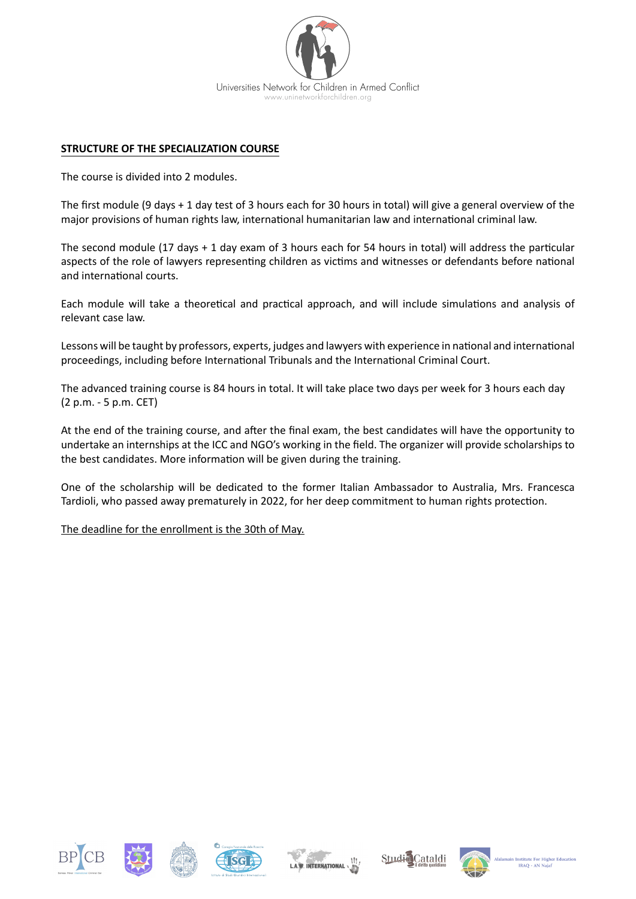## STRUCTURE OF THE SPECIALIZATION COURSE

The course is divided into 2 modules.

The first module (9 days + 1 day test of 3 hours each for 30 hours in total) will give a general overview of the major provisions of human rights law, international humanitarian law and international criminal law.

The second module (17 days + 1 day exam of 3 hours each for 54 hours in total) will address the particular aspects of the role of lawyers representing children as victims and witnesses or defendants before national and international courts.

Each module will take a theoretical and practical approach, and will include simulations and analysis of relevant case law.

Lessons will be taught by professors, experts, judges and lawyers with experience in national and international proceedings, including before International Tribunals and the International Criminal Court.

The advanced training course is 84 hours in total. It will take place two days per week for 3 hours each day (2 p.m. - 5 p.m. CET)

At the end of the training course, and after the final exam, the best candidates will have the opportunity to undertake an internships at the ICC and NGO's working in the field. The organizer will provide scholarships to the best candidates. More information will be given during the training.

One of the scholarship will be dedicated to the former Italian Ambassador to Australia, Mrs. Francesca Tardioli, who passed away prematurely in 2022, for her deep commitment to human rights protection.

The deadline for the enrollment is the 30th of May.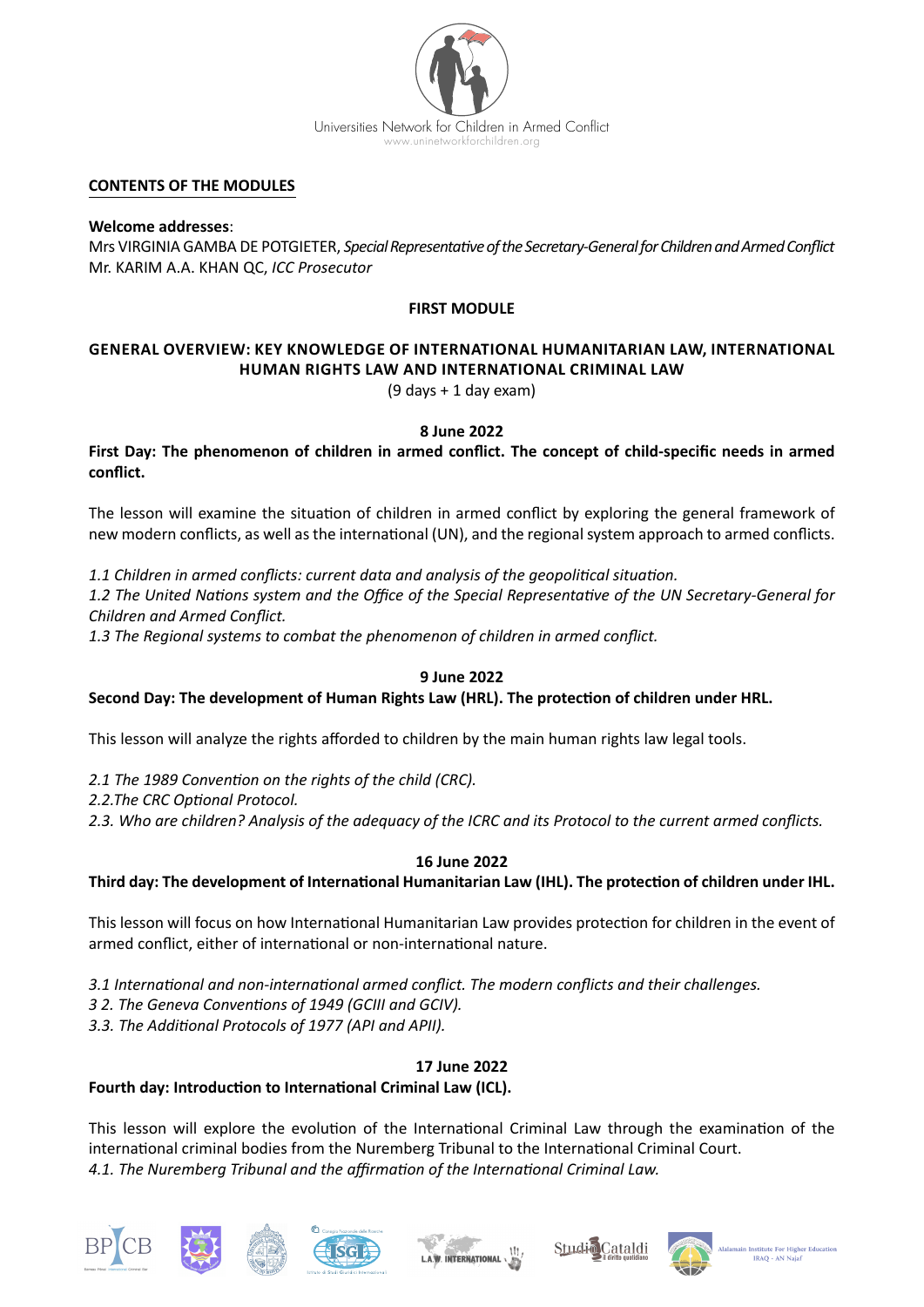**CONTENTS OF THE MODULES**

**Welcome addresses**:
Mrs VIRGINIA GAMBA DE POTGIETER, *Special Representative of the Secretary-General for Children and Armed Conflict*
Mr. KARIM A.A. KHAN QC, *ICC Prosecutor*

## FIRST MODULE

## GENERAL OVERVIEW: KEY KNOWLEDGE OF INTERNATIONAL HUMANITARIAN LAW, INTERNATIONAL HUMAN RIGHTS LAW AND INTERNATIONAL CRIMINAL LAW

(9 days + 1 day exam)

**8 June 2022**

**First Day: The phenomenon of children in armed conflict. The concept of child-specific needs in armed conflict.**

The lesson will examine the situation of children in armed conflict by exploring the general framework of new modern conflicts, as well as the international (UN), and the regional system approach to armed conflicts.

*1.1 Children in armed conflicts: current data and analysis of the geopolitical situation.*
*1.2 The United Nations system and the Office of the Special Representative of the UN Secretary-General for Children and Armed Conflict.*
*1.3 The Regional systems to combat the phenomenon of children in armed conflict.*

**9 June 2022**

**Second Day: The development of Human Rights Law (HRL). The protection of children under HRL.**

This lesson will analyze the rights afforded to children by the main human rights law legal tools.

*2.1 The 1989 Convention on the rights of the child (CRC).*
*2.2.The CRC Optional Protocol.*
*2.3. Who are children? Analysis of the adequacy of the ICRC and its Protocol to the current armed conflicts.*

**16 June 2022**

**Third day: The development of International Humanitarian Law (IHL). The protection of children under IHL.**

This lesson will focus on how International Humanitarian Law provides protection for children in the event of armed conflict, either of international or non-international nature.

*3.1 International and non-international armed conflict. The modern conflicts and their challenges.*
*3 2. The Geneva Conventions of 1949 (GCIII and GCIV).*
*3.3. The Additional Protocols of 1977 (API and APII).*

**17 June 2022**

**Fourth day: Introduction to International Criminal Law (ICL).**

This lesson will explore the evolution of the International Criminal Law through the examination of the international criminal bodies from the Nuremberg Tribunal to the International Criminal Court.
*4.1. The Nuremberg Tribunal and the affirmation of the International Criminal Law.*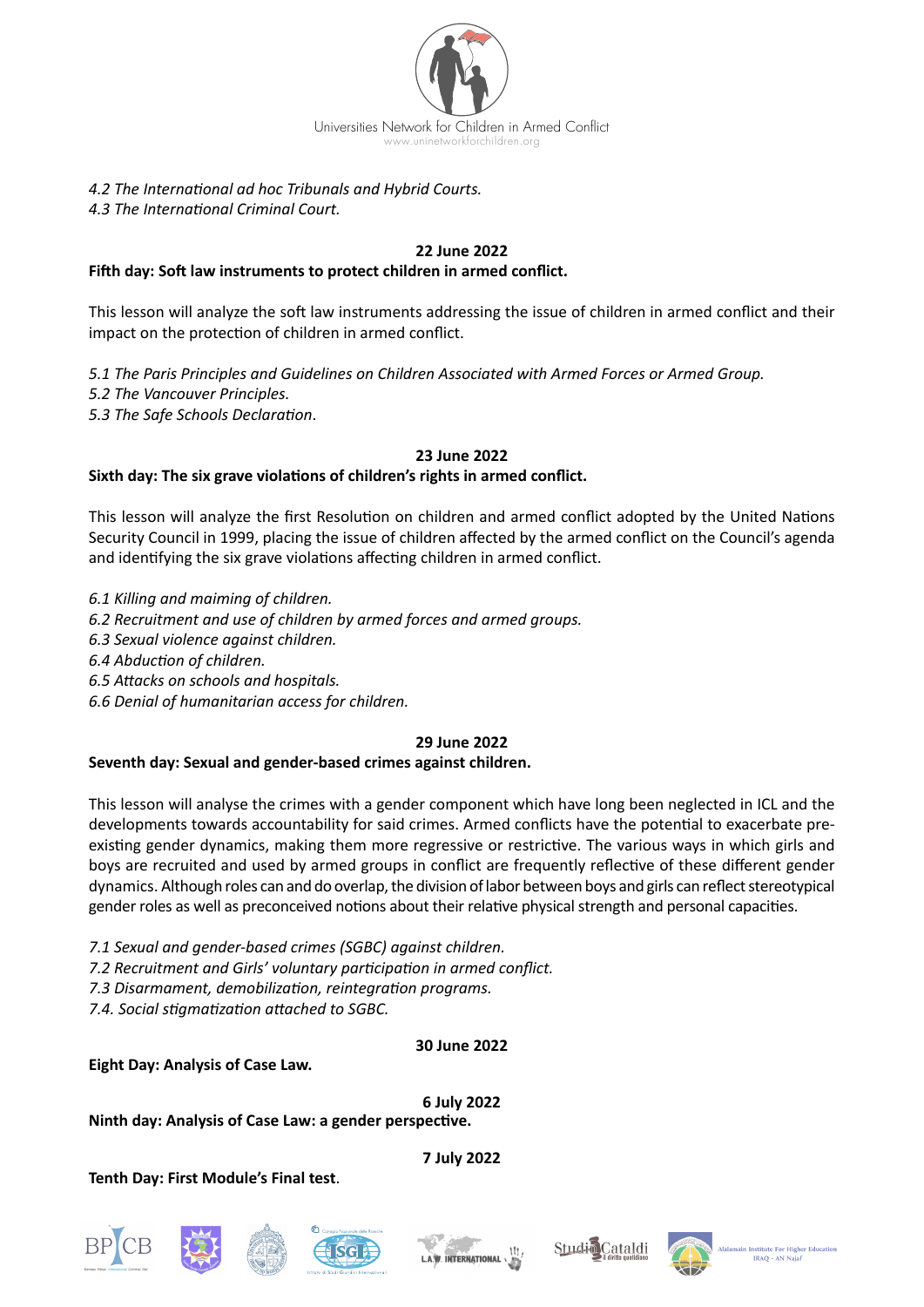*4.2 The International ad hoc Tribunals and Hybrid Courts.*
*4.3 The International Criminal Court.*

**22 June 2022**

**Fifth day: Soft law instruments to protect children in armed conflict.**

This lesson will analyze the soft law instruments addressing the issue of children in armed conflict and their impact on the protection of children in armed conflict.

*5.1 The Paris Principles and Guidelines on Children Associated with Armed Forces or Armed Group.*
*5.2 The Vancouver Principles.*
*5.3 The Safe Schools Declaration*.

**23 June 2022**

**Sixth day: The six grave violations of children's rights in armed conflict.**

This lesson will analyze the first Resolution on children and armed conflict adopted by the United Nations Security Council in 1999, placing the issue of children affected by the armed conflict on the Council's agenda and identifying the six grave violations affecting children in armed conflict.

*6.1 Killing and maiming of children.*
*6.2 Recruitment and use of children by armed forces and armed groups.*
*6.3 Sexual violence against children.*
*6.4 Abduction of children.*
*6.5 Attacks on schools and hospitals.*
*6.6 Denial of humanitarian access for children.*

**29 June 2022**

**Seventh day: Sexual and gender-based crimes against children.**

This lesson will analyse the crimes with a gender component which have long been neglected in ICL and the developments towards accountability for said crimes. Armed conflicts have the potential to exacerbate pre-existing gender dynamics, making them more regressive or restrictive. The various ways in which girls and boys are recruited and used by armed groups in conflict are frequently reflective of these different gender dynamics. Although roles can and do overlap, the division of labor between boys and girls can reflect stereotypical gender roles as well as preconceived notions about their relative physical strength and personal capacities.

*7.1 Sexual and gender-based crimes (SGBC) against children.*
*7.2 Recruitment and Girls' voluntary participation in armed conflict.*
*7.3 Disarmament, demobilization, reintegration programs.*
*7.4. Social stigmatization attached to SGBC.*

**30 June 2022**

**Eight Day: Analysis of Case Law.**

**6 July 2022**

**Ninth day: Analysis of Case Law: a gender perspective.**

**7 July 2022**

**Tenth Day: First Module's Final test**.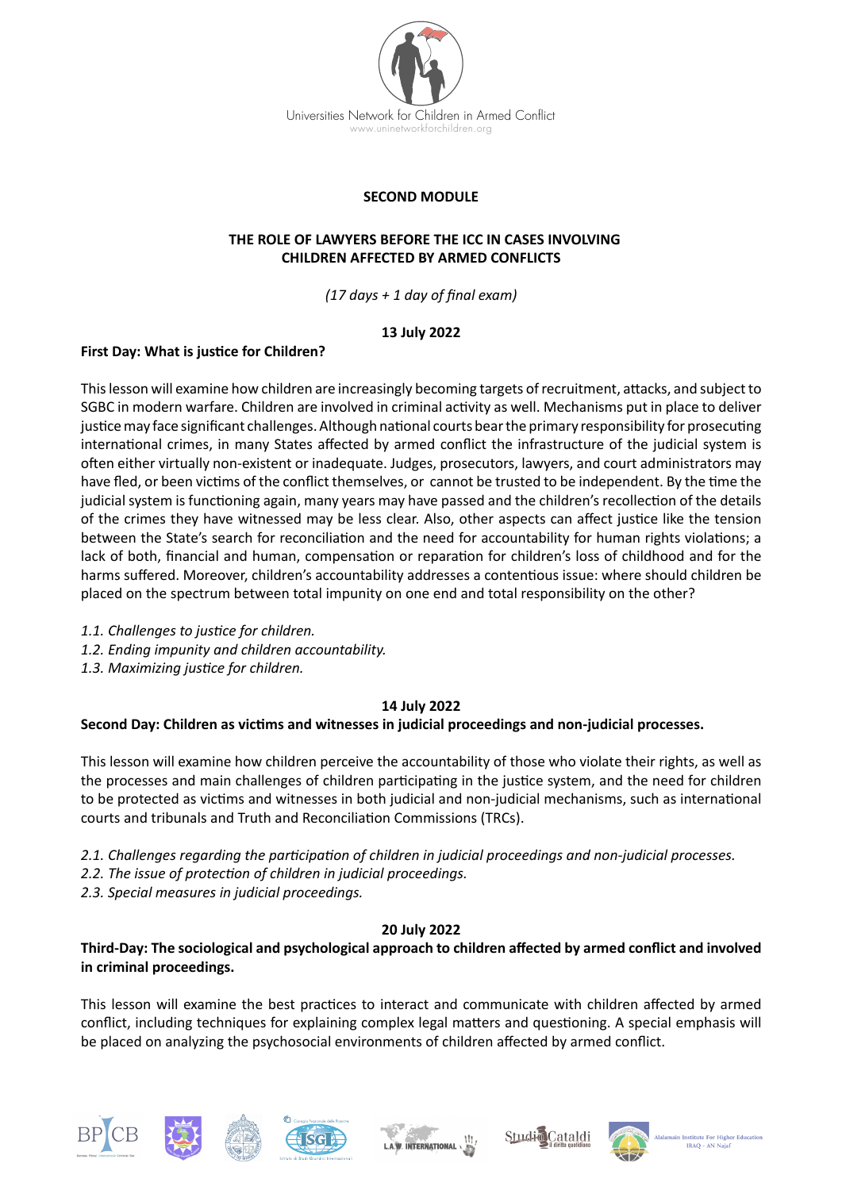Universities Network for Children in Armed Conflict
www.uninetworkforchildren.org

**SECOND MODULE**

**THE ROLE OF LAWYERS BEFORE THE ICC IN CASES INVOLVING CHILDREN AFFECTED BY ARMED CONFLICTS**

*(17 days + 1 day of final exam)*

**13 July 2022**

**First Day: What is justice for Children?**

This lesson will examine how children are increasingly becoming targets of recruitment, attacks, and subject to SGBC in modern warfare. Children are involved in criminal activity as well. Mechanisms put in place to deliver justice may face significant challenges. Although national courts bear the primary responsibility for prosecuting international crimes, in many States affected by armed conflict the infrastructure of the judicial system is often either virtually non-existent or inadequate. Judges, prosecutors, lawyers, and court administrators may have fled, or been victims of the conflict themselves, or cannot be trusted to be independent. By the time the judicial system is functioning again, many years may have passed and the children's recollection of the details of the crimes they have witnessed may be less clear. Also, other aspects can affect justice like the tension between the State's search for reconciliation and the need for accountability for human rights violations; a lack of both, financial and human, compensation or reparation for children's loss of childhood and for the harms suffered. Moreover, children's accountability addresses a contentious issue: where should children be placed on the spectrum between total impunity on one end and total responsibility on the other?

*1.1. Challenges to justice for children.*
*1.2. Ending impunity and children accountability.*
*1.3. Maximizing justice for children.*

**14 July 2022**

**Second Day: Children as victims and witnesses in judicial proceedings and non-judicial processes.**

This lesson will examine how children perceive the accountability of those who violate their rights, as well as the processes and main challenges of children participating in the justice system, and the need for children to be protected as victims and witnesses in both judicial and non-judicial mechanisms, such as international courts and tribunals and Truth and Reconciliation Commissions (TRCs).

*2.1. Challenges regarding the participation of children in judicial proceedings and non-judicial processes.*
*2.2. The issue of protection of children in judicial proceedings.*
*2.3. Special measures in judicial proceedings.*

**20 July 2022**

**Third-Day: The sociological and psychological approach to children affected by armed conflict and involved in criminal proceedings.**

This lesson will examine the best practices to interact and communicate with children affected by armed conflict, including techniques for explaining complex legal matters and questioning. A special emphasis will be placed on analyzing the psychosocial environments of children affected by armed conflict.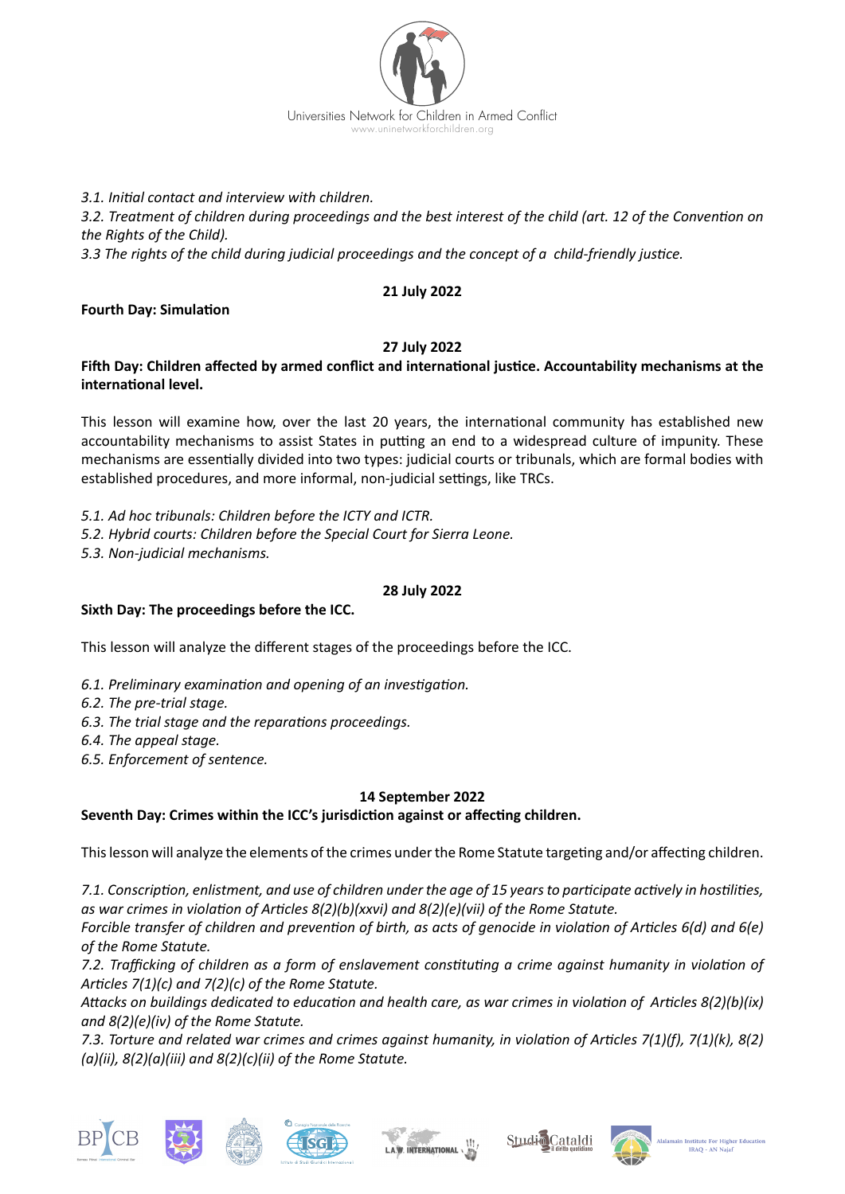*3.1. Initial contact and interview with children.*
*3.2. Treatment of children during proceedings and the best interest of the child (art. 12 of the Convention on the Rights of the Child).*
*3.3 The rights of the child during judicial proceedings and the concept of a child-friendly justice.*

**21 July 2022**

**Fourth Day: Simulation**

**27 July 2022**

**Fifth Day: Children affected by armed conflict and international justice. Accountability mechanisms at the international level.**

This lesson will examine how, over the last 20 years, the international community has established new accountability mechanisms to assist States in putting an end to a widespread culture of impunity. These mechanisms are essentially divided into two types: judicial courts or tribunals, which are formal bodies with established procedures, and more informal, non-judicial settings, like TRCs.

*5.1. Ad hoc tribunals: Children before the ICTY and ICTR.*
*5.2. Hybrid courts: Children before the Special Court for Sierra Leone.*
*5.3. Non-judicial mechanisms.*

**28 July 2022**

**Sixth Day: The proceedings before the ICC.**

This lesson will analyze the different stages of the proceedings before the ICC.

*6.1. Preliminary examination and opening of an investigation.*
*6.2. The pre-trial stage.*
*6.3. The trial stage and the reparations proceedings.*
*6.4. The appeal stage.*
*6.5. Enforcement of sentence.*

**14 September 2022**

**Seventh Day: Crimes within the ICC's jurisdiction against or affecting children.**

This lesson will analyze the elements of the crimes under the Rome Statute targeting and/or affecting children.

*7.1. Conscription, enlistment, and use of children under the age of 15 years to participate actively in hostilities, as war crimes in violation of Articles 8(2)(b)(xxvi) and 8(2)(e)(vii) of the Rome Statute.*
*Forcible transfer of children and prevention of birth, as acts of genocide in violation of Articles 6(d) and 6(e) of the Rome Statute.*
*7.2. Trafficking of children as a form of enslavement constituting a crime against humanity in violation of Articles 7(1)(c) and 7(2)(c) of the Rome Statute.*
*Attacks on buildings dedicated to education and health care, as war crimes in violation of Articles 8(2)(b)(ix) and 8(2)(e)(iv) of the Rome Statute.*
*7.3. Torture and related war crimes and crimes against humanity, in violation of Articles 7(1)(f), 7(1)(k), 8(2)(a)(ii), 8(2)(a)(iii) and 8(2)(c)(ii) of the Rome Statute.*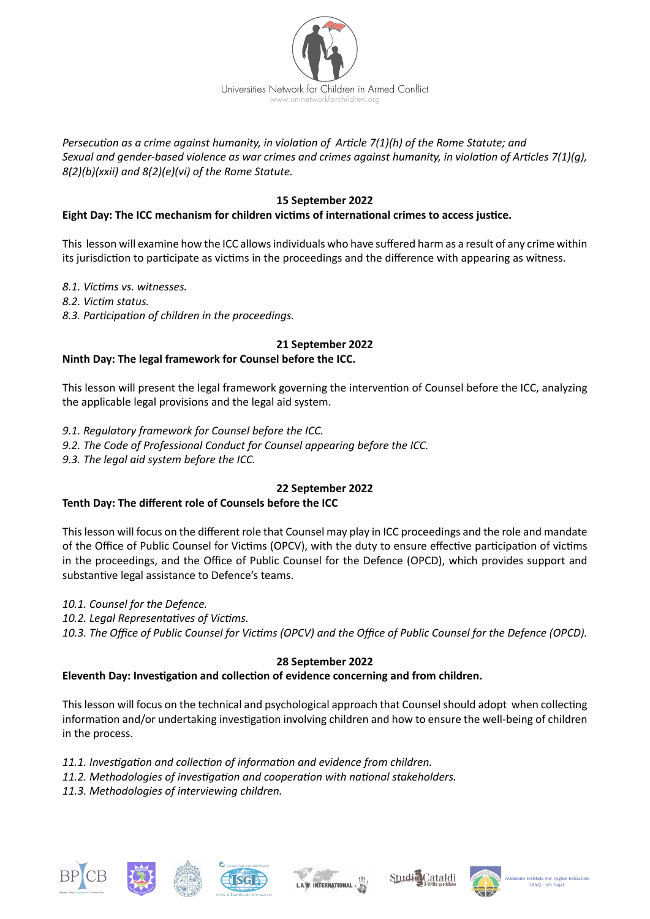*Persecution as a crime against humanity, in violation of Article 7(1)(h) of the Rome Statute; and*
*Sexual and gender-based violence as war crimes and crimes against humanity, in violation of Articles 7(1)(g), 8(2)(b)(xxii) and 8(2)(e)(vi) of the Rome Statute.*

**15 September 2022**

**Eight Day: The ICC mechanism for children victims of international crimes to access justice.**

This lesson will examine how the ICC allows individuals who have suffered harm as a result of any crime within its jurisdiction to participate as victims in the proceedings and the difference with appearing as witness.

*8.1. Victims vs. witnesses.*
*8.2. Victim status.*
*8.3. Participation of children in the proceedings.*

**21 September 2022**

**Ninth Day: The legal framework for Counsel before the ICC.**

This lesson will present the legal framework governing the intervention of Counsel before the ICC, analyzing the applicable legal provisions and the legal aid system.

*9.1. Regulatory framework for Counsel before the ICC.*
*9.2. The Code of Professional Conduct for Counsel appearing before the ICC.*
*9.3. The legal aid system before the ICC.*

**22 September 2022**

**Tenth Day: The different role of Counsels before the ICC**

This lesson will focus on the different role that Counsel may play in ICC proceedings and the role and mandate of the Office of Public Counsel for Victims (OPCV), with the duty to ensure effective participation of victims in the proceedings, and the Office of Public Counsel for the Defence (OPCD), which provides support and substantive legal assistance to Defence's teams.

*10.1. Counsel for the Defence.*
*10.2. Legal Representatives of Victims.*
*10.3. The Office of Public Counsel for Victims (OPCV) and the Office of Public Counsel for the Defence (OPCD).*

**28 September 2022**

**Eleventh Day: Investigation and collection of evidence concerning and from children.**

This lesson will focus on the technical and psychological approach that Counsel should adopt when collecting information and/or undertaking investigation involving children and how to ensure the well-being of children in the process.

*11.1. Investigation and collection of information and evidence from children.*
*11.2. Methodologies of investigation and cooperation with national stakeholders.*
*11.3. Methodologies of interviewing children.*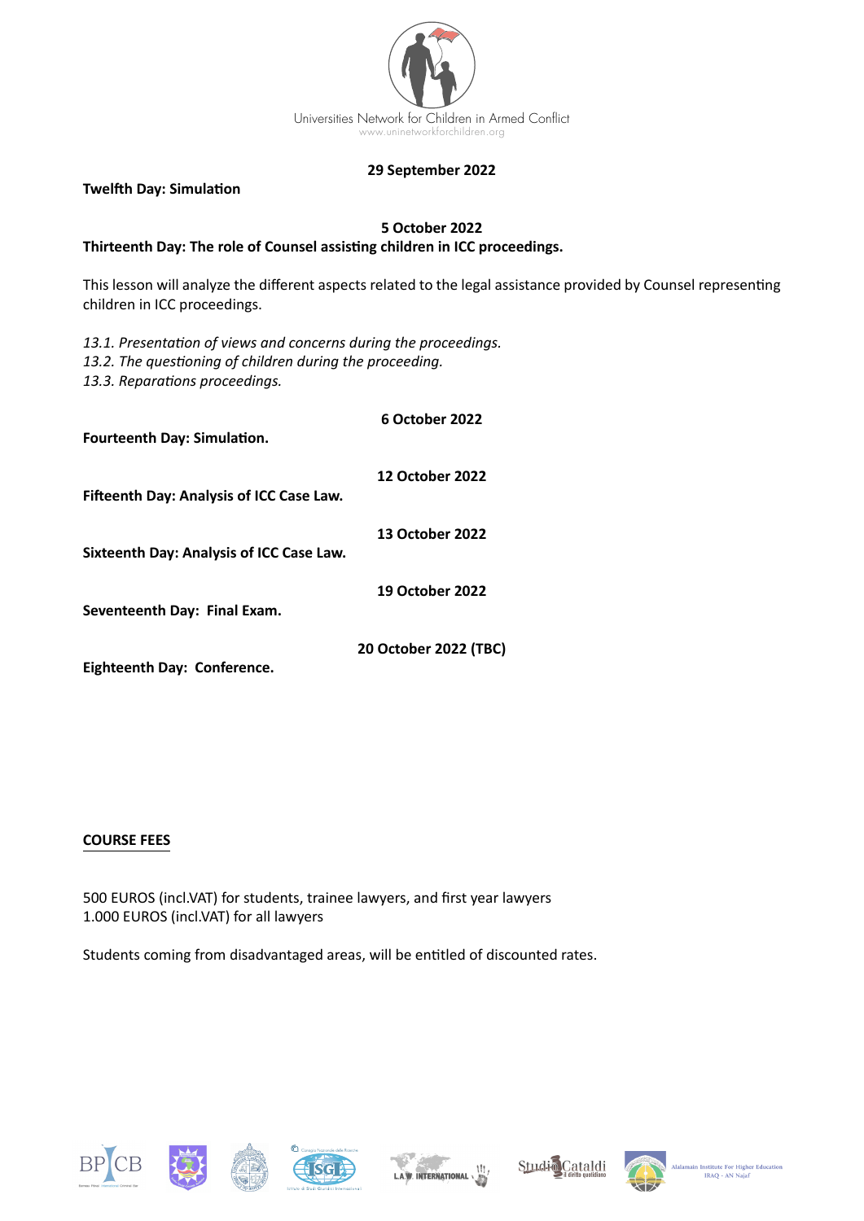**29 September 2022**

**Twelfth Day: Simulation**

**5 October 2022**

**Thirteenth Day: The role of Counsel assisting children in ICC proceedings.**

This lesson will analyze the different aspects related to the legal assistance provided by Counsel representing children in ICC proceedings.

*13.1. Presentation of views and concerns during the proceedings.*
*13.2. The questioning of children during the proceeding.*
*13.3. Reparations proceedings.*

**6 October 2022**

**Fourteenth Day: Simulation.**

**12 October 2022**

**Fifteenth Day: Analysis of ICC Case Law.**

**13 October 2022**

**Sixteenth Day: Analysis of ICC Case Law.**

**19 October 2022**

**Seventeenth Day: Final Exam.**

**20 October 2022 (TBC)**

**Eighteenth Day: Conference.**

**COURSE FEES**

500 EUROS (incl.VAT) for students, trainee lawyers, and first year lawyers
1.000 EUROS (incl.VAT) for all lawyers

Students coming from disadvantaged areas, will be entitled of discounted rates.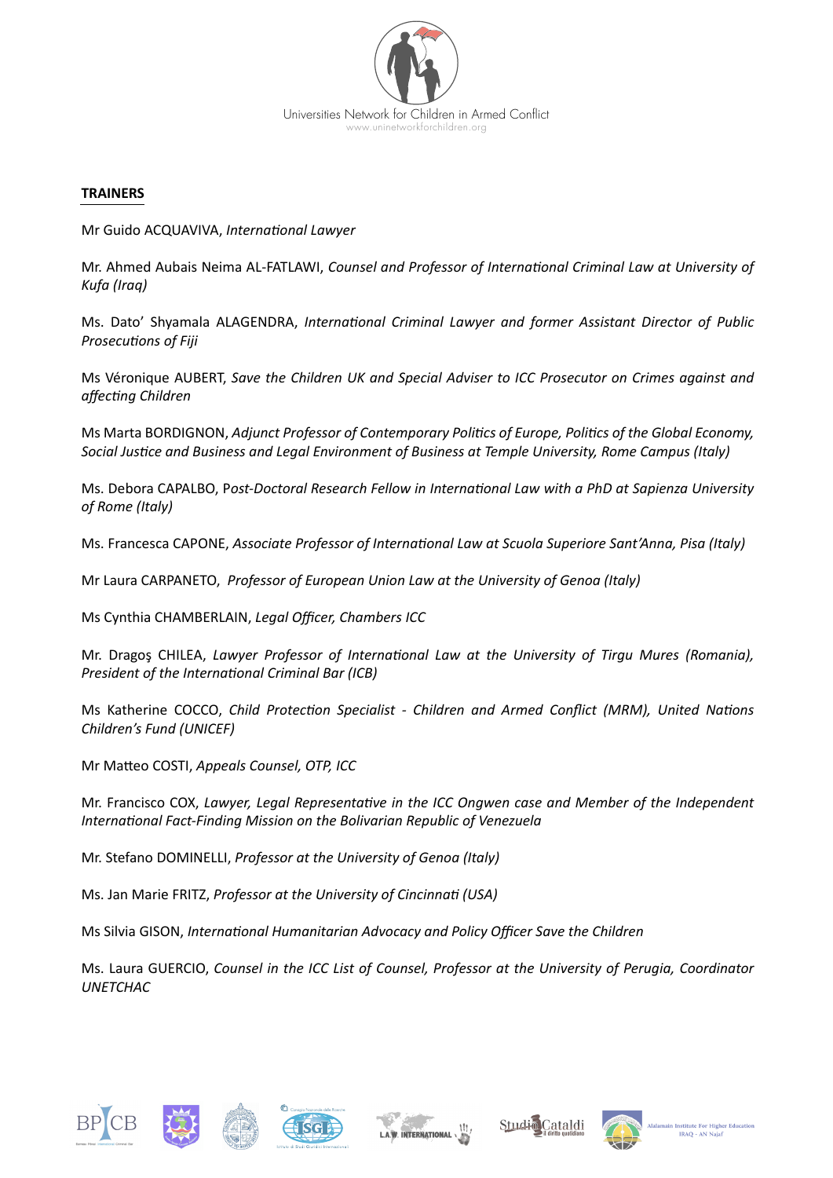**TRAINERS**

Mr Guido ACQUAVIVA, *International Lawyer*

Mr. Ahmed Aubais Neima AL-FATLAWI, *Counsel and Professor of International Criminal Law at University of Kufa (Iraq)*

Ms. Dato' Shyamala ALAGENDRA, *International Criminal Lawyer and former Assistant Director of Public Prosecutions of Fiji*

Ms Véronique AUBERT, *Save the Children UK and Special Adviser to ICC Prosecutor on Crimes against and affecting Children*

Ms Marta BORDIGNON, *Adjunct Professor of Contemporary Politics of Europe, Politics of the Global Economy, Social Justice and Business and Legal Environment of Business at Temple University, Rome Campus (Italy)*

Ms. Debora CAPALBO, P*ost-Doctoral Research Fellow in International Law with a PhD at Sapienza University of Rome (Italy)*

Ms. Francesca CAPONE, *Associate Professor of International Law at Scuola Superiore Sant'Anna, Pisa (Italy)*

Mr Laura CARPANETO, *Professor of European Union Law at the University of Genoa (Italy)*

Ms Cynthia CHAMBERLAIN, *Legal Officer, Chambers ICC*

Mr. Dragoş CHILEA, *Lawyer Professor of International Law at the University of Tirgu Mures (Romania), President of the International Criminal Bar (ICB)*

Ms Katherine COCCO, *Child Protection Specialist - Children and Armed Conflict (MRM), United Nations Children's Fund (UNICEF)*

Mr Matteo COSTI, *Appeals Counsel, OTP, ICC*

Mr. Francisco COX, *Lawyer, Legal Representative in the ICC Ongwen case and Member of the Independent International Fact-Finding Mission on the Bolivarian Republic of Venezuela*

Mr. Stefano DOMINELLI, *Professor at the University of Genoa (Italy)*

Ms. Jan Marie FRITZ, *Professor at the University of Cincinnati (USA)*

Ms Silvia GISON, *International Humanitarian Advocacy and Policy Officer Save the Children*

Ms. Laura GUERCIO, *Counsel in the ICC List of Counsel, Professor at the University of Perugia, Coordinator UNETCHAC*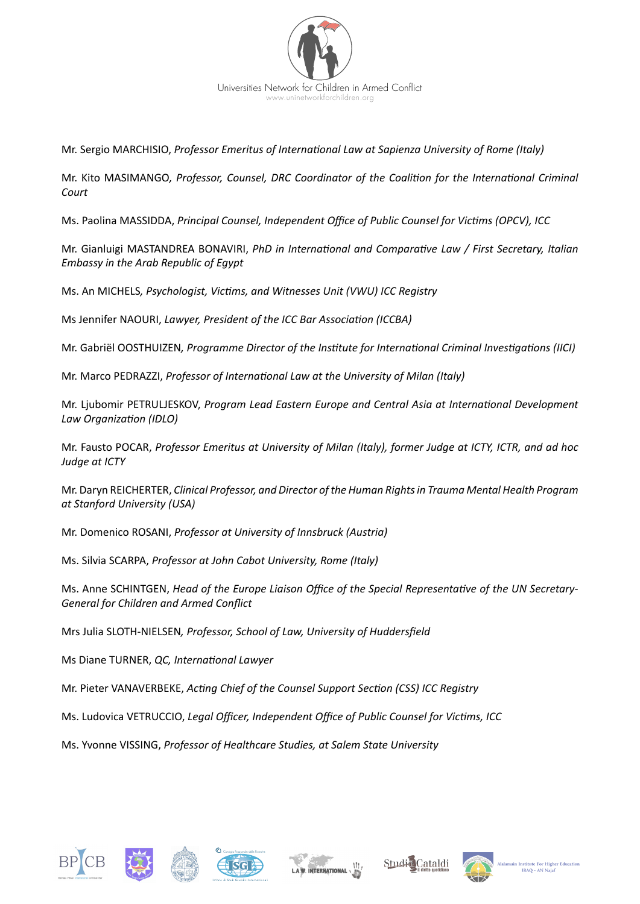Mr. Sergio MARCHISIO, *Professor Emeritus of International Law at Sapienza University of Rome (Italy)*

Mr. Kito MASIMANGO*, Professor, Counsel, DRC Coordinator of the Coalition for the International Criminal Court*

Ms. Paolina MASSIDDA, *Principal Counsel, Independent Office of Public Counsel for Victims (OPCV), ICC*

Mr. Gianluigi MASTANDREA BONAVIRI, *PhD in International and Comparative Law / First Secretary, Italian Embassy in the Arab Republic of Egypt*

Ms. An MICHELS*, Psychologist, Victims, and Witnesses Unit (VWU) ICC Registry*

Ms Jennifer NAOURI, *Lawyer, President of the ICC Bar Association (ICCBA)*

Mr. Gabriël OOSTHUIZEN*, Programme Director of the Institute for International Criminal Investigations (IICI)*

Mr. Marco PEDRAZZI, *Professor of International Law at the University of Milan (Italy)*

Mr. Ljubomir PETRULJESKOV, *Program Lead Eastern Europe and Central Asia at International Development Law Organization (IDLO)*

Mr. Fausto POCAR, *Professor Emeritus at University of Milan (Italy), former Judge at ICTY, ICTR, and ad hoc Judge at ICTY*

Mr. Daryn REICHERTER, *Clinical Professor, and Director of the Human Rights in Trauma Mental Health Program at Stanford University (USA)*

Mr. Domenico ROSANI, *Professor at University of Innsbruck (Austria)*

Ms. Silvia SCARPA, *Professor at John Cabot University, Rome (Italy)*

Ms. Anne SCHINTGEN, *Head of the Europe Liaison Office of the Special Representative of the UN Secretary-General for Children and Armed Conflict*

Mrs Julia SLOTH-NIELSEN*, Professor, School of Law, University of Huddersfield*

Ms Diane TURNER, *QC, International Lawyer*

Mr. Pieter VANAVERBEKE, *Acting Chief of the Counsel Support Section (CSS) ICC Registry*

Ms. Ludovica VETRUCCIO, *Legal Officer, Independent Office of Public Counsel for Victims, ICC*

Ms. Yvonne VISSING, *Professor of Healthcare Studies, at Salem State University*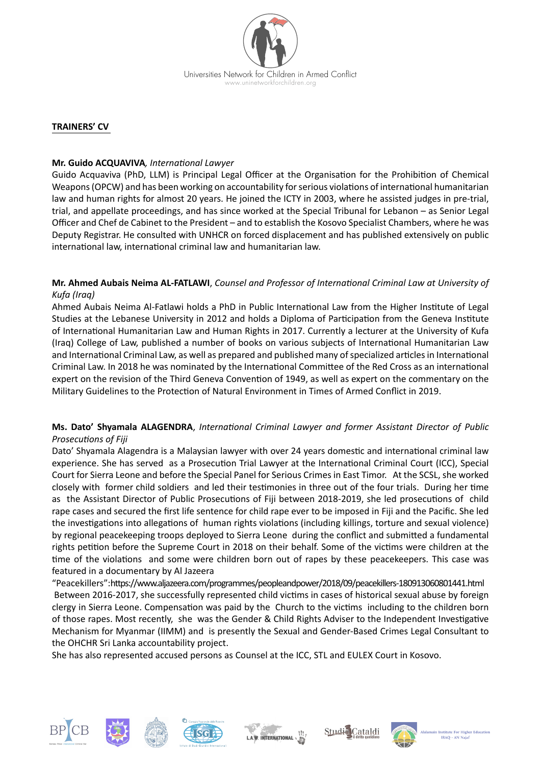## TRAINERS' CV

**Mr. Guido ACQUAVIVA**, *International Lawyer*
Guido Acquaviva (PhD, LLM) is Principal Legal Officer at the Organisation for the Prohibition of Chemical Weapons (OPCW) and has been working on accountability for serious violations of international humanitarian law and human rights for almost 20 years. He joined the ICTY in 2003, where he assisted judges in pre-trial, trial, and appellate proceedings, and has since worked at the Special Tribunal for Lebanon – as Senior Legal Officer and Chef de Cabinet to the President – and to establish the Kosovo Specialist Chambers, where he was Deputy Registrar. He consulted with UNHCR on forced displacement and has published extensively on public international law, international criminal law and humanitarian law.

**Mr. Ahmed Aubais Neima AL-FATLAWI**, *Counsel and Professor of International Criminal Law at University of Kufa (Iraq)*
Ahmed Aubais Neima Al-Fatlawi holds a PhD in Public International Law from the Higher Institute of Legal Studies at the Lebanese University in 2012 and holds a Diploma of Participation from the Geneva Institute of International Humanitarian Law and Human Rights in 2017. Currently a lecturer at the University of Kufa (Iraq) College of Law, published a number of books on various subjects of International Humanitarian Law and International Criminal Law, as well as prepared and published many of specialized articles in International Criminal Law. In 2018 he was nominated by the International Committee of the Red Cross as an international expert on the revision of the Third Geneva Convention of 1949, as well as expert on the commentary on the Military Guidelines to the Protection of Natural Environment in Times of Armed Conflict in 2019.

**Ms. Dato' Shyamala ALAGENDRA**, *International Criminal Lawyer and former Assistant Director of Public Prosecutions of Fiji*
Dato' Shyamala Alagendra is a Malaysian lawyer with over 24 years domestic and international criminal law experience. She has served as a Prosecution Trial Lawyer at the International Criminal Court (ICC), Special Court for Sierra Leone and before the Special Panel for Serious Crimes in East Timor. At the SCSL, she worked closely with former child soldiers and led their testimonies in three out of the four trials. During her time as the Assistant Director of Public Prosecutions of Fiji between 2018-2019, she led prosecutions of child rape cases and secured the first life sentence for child rape ever to be imposed in Fiji and the Pacific. She led the investigations into allegations of human rights violations (including killings, torture and sexual violence) by regional peacekeeping troops deployed to Sierra Leone during the conflict and submitted a fundamental rights petition before the Supreme Court in 2018 on their behalf. Some of the victims were children at the time of the violations and some were children born out of rapes by these peacekeepers. This case was featured in a documentary by Al Jazeera "Peacekillers":https://www.aljazeera.com/programmes/peopleandpower/2018/09/peacekillers-180913060801441.html
Between 2016-2017, she successfully represented child victims in cases of historical sexual abuse by foreign clergy in Sierra Leone. Compensation was paid by the Church to the victims including to the children born of those rapes. Most recently, she was the Gender & Child Rights Adviser to the Independent Investigative Mechanism for Myanmar (IIMM) and is presently the Sexual and Gender-Based Crimes Legal Consultant to the OHCHR Sri Lanka accountability project.
She has also represented accused persons as Counsel at the ICC, STL and EULEX Court in Kosovo.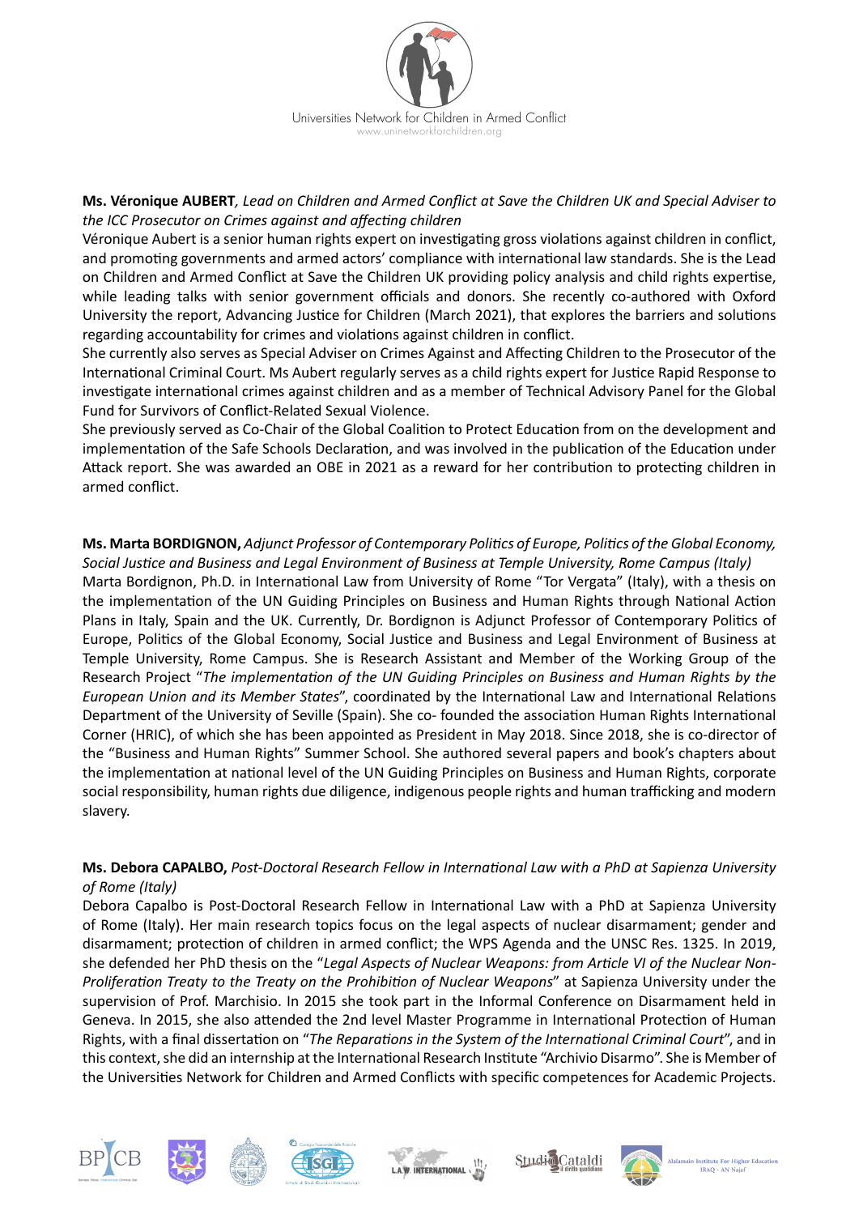**Ms. Véronique AUBERT**, *Lead on Children and Armed Conflict at Save the Children UK and Special Adviser to the ICC Prosecutor on Crimes against and affecting children*

Véronique Aubert is a senior human rights expert on investigating gross violations against children in conflict, and promoting governments and armed actors' compliance with international law standards. She is the Lead on Children and Armed Conflict at Save the Children UK providing policy analysis and child rights expertise, while leading talks with senior government officials and donors. She recently co-authored with Oxford University the report, Advancing Justice for Children (March 2021), that explores the barriers and solutions regarding accountability for crimes and violations against children in conflict.

She currently also serves as Special Adviser on Crimes Against and Affecting Children to the Prosecutor of the International Criminal Court. Ms Aubert regularly serves as a child rights expert for Justice Rapid Response to investigate international crimes against children and as a member of Technical Advisory Panel for the Global Fund for Survivors of Conflict-Related Sexual Violence.

She previously served as Co-Chair of the Global Coalition to Protect Education from on the development and implementation of the Safe Schools Declaration, and was involved in the publication of the Education under Attack report. She was awarded an OBE in 2021 as a reward for her contribution to protecting children in armed conflict.

**Ms. Marta BORDIGNON,** *Adjunct Professor of Contemporary Politics of Europe, Politics of the Global Economy, Social Justice and Business and Legal Environment of Business at Temple University, Rome Campus (Italy)*

Marta Bordignon, Ph.D. in International Law from University of Rome "Tor Vergata" (Italy), with a thesis on the implementation of the UN Guiding Principles on Business and Human Rights through National Action Plans in Italy, Spain and the UK. Currently, Dr. Bordignon is Adjunct Professor of Contemporary Politics of Europe, Politics of the Global Economy, Social Justice and Business and Legal Environment of Business at Temple University, Rome Campus. She is Research Assistant and Member of the Working Group of the Research Project "*The implementation of the UN Guiding Principles on Business and Human Rights by the European Union and its Member States*", coordinated by the International Law and International Relations Department of the University of Seville (Spain). She co- founded the association Human Rights International Corner (HRIC), of which she has been appointed as President in May 2018. Since 2018, she is co-director of the "Business and Human Rights" Summer School. She authored several papers and book's chapters about the implementation at national level of the UN Guiding Principles on Business and Human Rights, corporate social responsibility, human rights due diligence, indigenous people rights and human trafficking and modern slavery.

**Ms. Debora CAPALBO,** *Post-Doctoral Research Fellow in International Law with a PhD at Sapienza University of Rome (Italy)*

Debora Capalbo is Post-Doctoral Research Fellow in International Law with a PhD at Sapienza University of Rome (Italy). Her main research topics focus on the legal aspects of nuclear disarmament; gender and disarmament; protection of children in armed conflict; the WPS Agenda and the UNSC Res. 1325. In 2019, she defended her PhD thesis on the "*Legal Aspects of Nuclear Weapons: from Article VI of the Nuclear Non-Proliferation Treaty to the Treaty on the Prohibition of Nuclear Weapons*" at Sapienza University under the supervision of Prof. Marchisio. In 2015 she took part in the Informal Conference on Disarmament held in Geneva. In 2015, she also attended the 2nd level Master Programme in International Protection of Human Rights, with a final dissertation on "*The Reparations in the System of the International Criminal Court*", and in this context, she did an internship at the International Research Institute "Archivio Disarmo". She is Member of the Universities Network for Children and Armed Conflicts with specific competences for Academic Projects.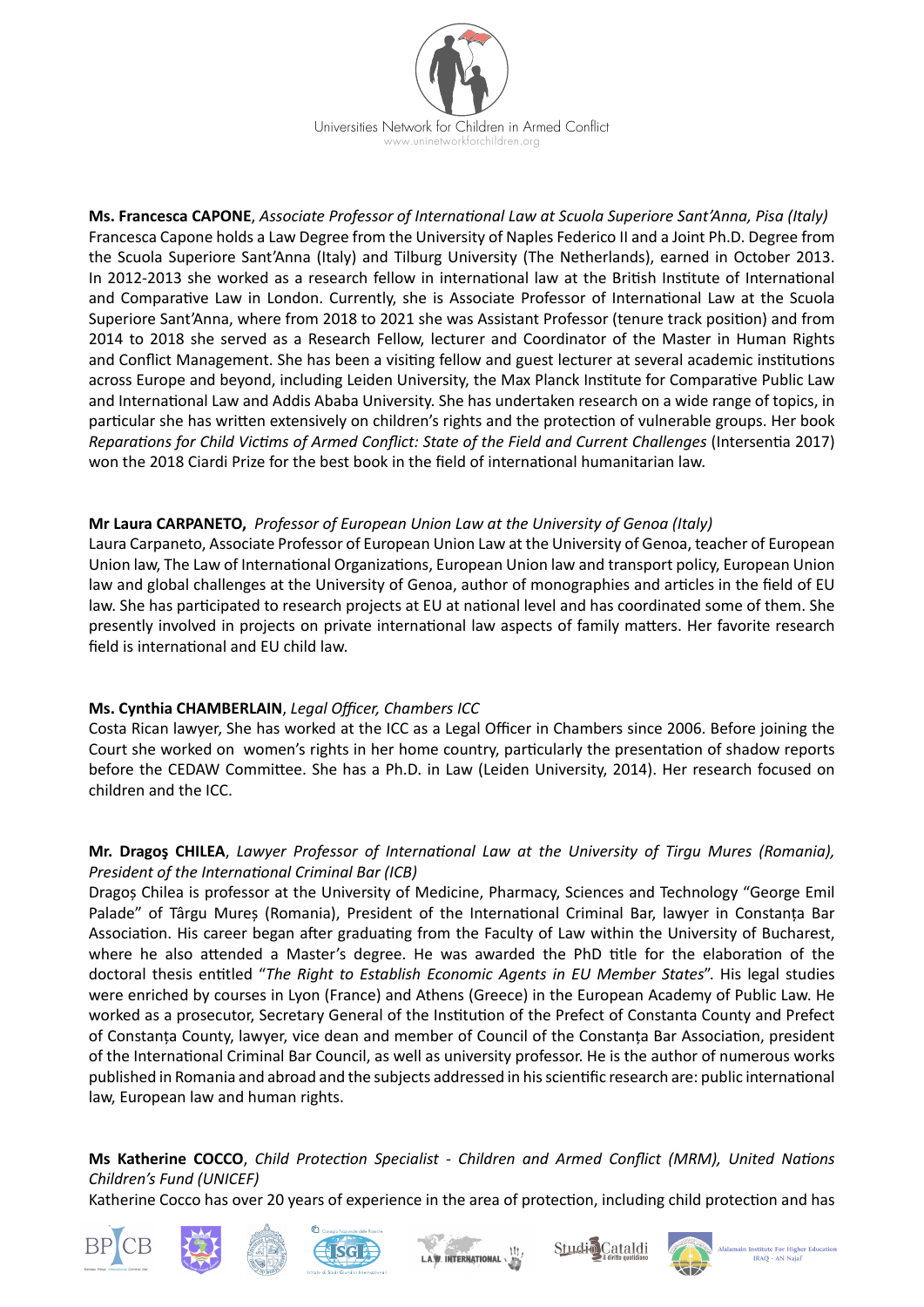**Ms. Francesca CAPONE**, *Associate Professor of International Law at Scuola Superiore Sant'Anna, Pisa (Italy)*
Francesca Capone holds a Law Degree from the University of Naples Federico II and a Joint Ph.D. Degree from the Scuola Superiore Sant'Anna (Italy) and Tilburg University (The Netherlands), earned in October 2013. In 2012-2013 she worked as a research fellow in international law at the British Institute of International and Comparative Law in London. Currently, she is Associate Professor of International Law at the Scuola Superiore Sant'Anna, where from 2018 to 2021 she was Assistant Professor (tenure track position) and from 2014 to 2018 she served as a Research Fellow, lecturer and Coordinator of the Master in Human Rights and Conflict Management. She has been a visiting fellow and guest lecturer at several academic institutions across Europe and beyond, including Leiden University, the Max Planck Institute for Comparative Public Law and International Law and Addis Ababa University. She has undertaken research on a wide range of topics, in particular she has written extensively on children's rights and the protection of vulnerable groups. Her book *Reparations for Child Victims of Armed Conflict: State of the Field and Current Challenges* (Intersentia 2017) won the 2018 Ciardi Prize for the best book in the field of international humanitarian law.

**Mr Laura CARPANETO,** *Professor of European Union Law at the University of Genoa (Italy)*
Laura Carpaneto, Associate Professor of European Union Law at the University of Genoa, teacher of European Union law, The Law of International Organizations, European Union law and transport policy, European Union law and global challenges at the University of Genoa, author of monographies and articles in the field of EU law. She has participated to research projects at EU at national level and has coordinated some of them. She presently involved in projects on private international law aspects of family matters. Her favorite research field is international and EU child law.

**Ms. Cynthia CHAMBERLAIN**, *Legal Officer, Chambers ICC*
Costa Rican lawyer, She has worked at the ICC as a Legal Officer in Chambers since 2006. Before joining the Court she worked on women's rights in her home country, particularly the presentation of shadow reports before the CEDAW Committee. She has a Ph.D. in Law (Leiden University, 2014). Her research focused on children and the ICC.

**Mr. Dragoş CHILEA**, *Lawyer Professor of International Law at the University of Tirgu Mures (Romania), President of the International Criminal Bar (ICB)*
Dragoș Chilea is professor at the University of Medicine, Pharmacy, Sciences and Technology "George Emil Palade" of Târgu Mureș (Romania), President of the International Criminal Bar, lawyer in Constanța Bar Association. His career began after graduating from the Faculty of Law within the University of Bucharest, where he also attended a Master's degree. He was awarded the PhD title for the elaboration of the doctoral thesis entitled "*The Right to Establish Economic Agents in EU Member States*". His legal studies were enriched by courses in Lyon (France) and Athens (Greece) in the European Academy of Public Law. He worked as a prosecutor, Secretary General of the Institution of the Prefect of Constanta County and Prefect of Constanța County, lawyer, vice dean and member of Council of the Constanța Bar Association, president of the International Criminal Bar Council, as well as university professor. He is the author of numerous works published in Romania and abroad and the subjects addressed in his scientific research are: public international law, European law and human rights.

**Ms Katherine COCCO**, *Child Protection Specialist - Children and Armed Conflict (MRM), United Nations Children's Fund (UNICEF)*
Katherine Cocco has over 20 years of experience in the area of protection, including child protection and has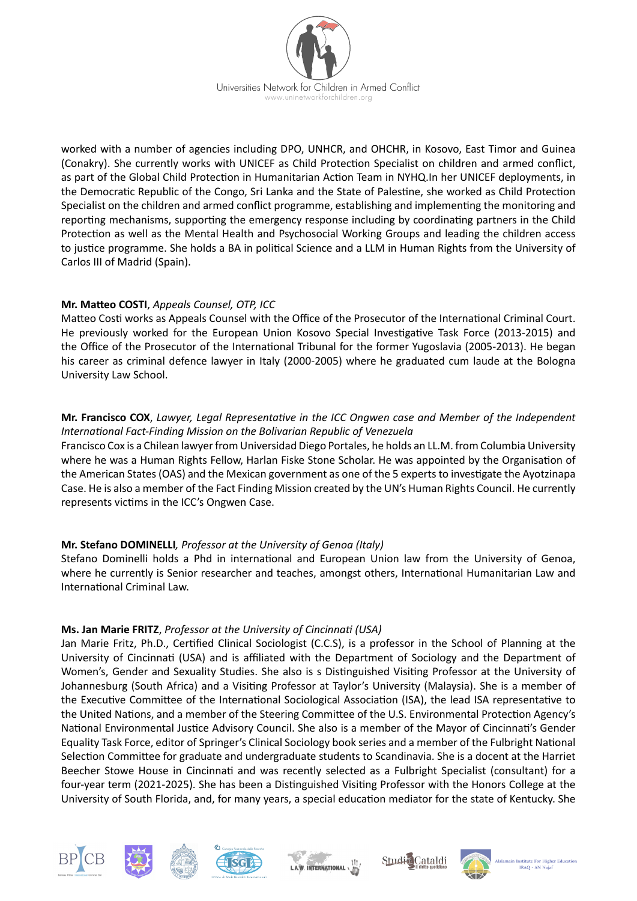worked with a number of agencies including DPO, UNHCR, and OHCHR, in Kosovo, East Timor and Guinea (Conakry). She currently works with UNICEF as Child Protection Specialist on children and armed conflict, as part of the Global Child Protection in Humanitarian Action Team in NYHQ.In her UNICEF deployments, in the Democratic Republic of the Congo, Sri Lanka and the State of Palestine, she worked as Child Protection Specialist on the children and armed conflict programme, establishing and implementing the monitoring and reporting mechanisms, supporting the emergency response including by coordinating partners in the Child Protection as well as the Mental Health and Psychosocial Working Groups and leading the children access to justice programme. She holds a BA in political Science and a LLM in Human Rights from the University of Carlos III of Madrid (Spain).

**Mr. Matteo COSTI**, *Appeals Counsel, OTP, ICC*
Matteo Costi works as Appeals Counsel with the Office of the Prosecutor of the International Criminal Court. He previously worked for the European Union Kosovo Special Investigative Task Force (2013-2015) and the Office of the Prosecutor of the International Tribunal for the former Yugoslavia (2005-2013). He began his career as criminal defence lawyer in Italy (2000-2005) where he graduated cum laude at the Bologna University Law School.

**Mr. Francisco COX**, *Lawyer, Legal Representative in the ICC Ongwen case and Member of the Independent International Fact-Finding Mission on the Bolivarian Republic of Venezuela*
Francisco Cox is a Chilean lawyer from Universidad Diego Portales, he holds an LL.M. from Columbia University where he was a Human Rights Fellow, Harlan Fiske Stone Scholar. He was appointed by the Organisation of the American States (OAS) and the Mexican government as one of the 5 experts to investigate the Ayotzinapa Case. He is also a member of the Fact Finding Mission created by the UN's Human Rights Council. He currently represents victims in the ICC's Ongwen Case.

**Mr. Stefano DOMINELLI**, *Professor at the University of Genoa (Italy)*
Stefano Dominelli holds a Phd in international and European Union law from the University of Genoa, where he currently is Senior researcher and teaches, amongst others, International Humanitarian Law and International Criminal Law.

**Ms. Jan Marie FRITZ**, *Professor at the University of Cincinnati (USA)*
Jan Marie Fritz, Ph.D., Certified Clinical Sociologist (C.C.S), is a professor in the School of Planning at the University of Cincinnati (USA) and is affiliated with the Department of Sociology and the Department of Women's, Gender and Sexuality Studies. She also is s Distinguished Visiting Professor at the University of Johannesburg (South Africa) and a Visiting Professor at Taylor's University (Malaysia). She is a member of the Executive Committee of the International Sociological Association (ISA), the lead ISA representative to the United Nations, and a member of the Steering Committee of the U.S. Environmental Protection Agency's National Environmental Justice Advisory Council. She also is a member of the Mayor of Cincinnati's Gender Equality Task Force, editor of Springer's Clinical Sociology book series and a member of the Fulbright National Selection Committee for graduate and undergraduate students to Scandinavia. She is a docent at the Harriet Beecher Stowe House in Cincinnati and was recently selected as a Fulbright Specialist (consultant) for a four-year term (2021-2025). She has been a Distinguished Visiting Professor with the Honors College at the University of South Florida, and, for many years, a special education mediator for the state of Kentucky. She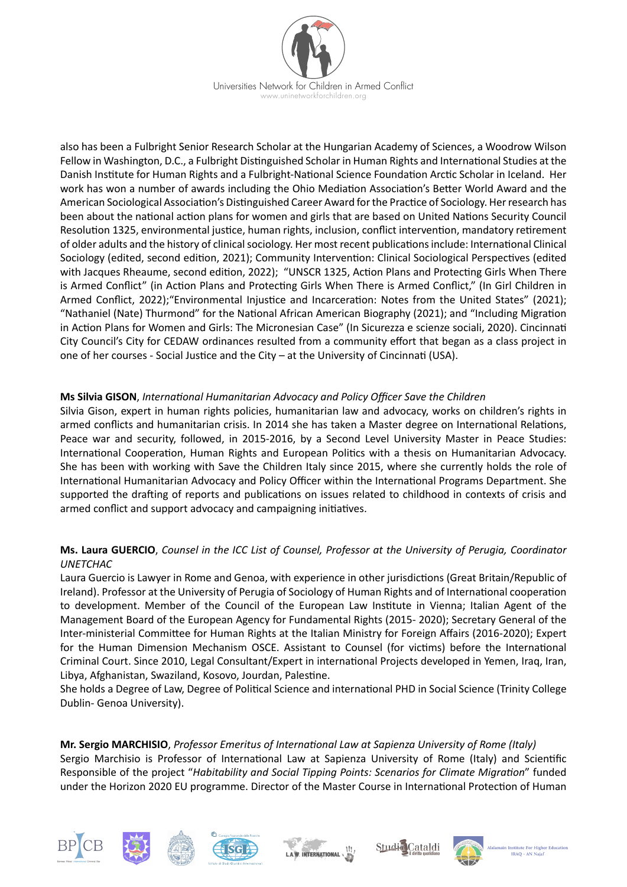also has been a Fulbright Senior Research Scholar at the Hungarian Academy of Sciences, a Woodrow Wilson Fellow in Washington, D.C., a Fulbright Distinguished Scholar in Human Rights and International Studies at the Danish Institute for Human Rights and a Fulbright-National Science Foundation Arctic Scholar in Iceland. Her work has won a number of awards including the Ohio Mediation Association's Better World Award and the American Sociological Association's Distinguished Career Award for the Practice of Sociology. Her research has been about the national action plans for women and girls that are based on United Nations Security Council Resolution 1325, environmental justice, human rights, inclusion, conflict intervention, mandatory retirement of older adults and the history of clinical sociology. Her most recent publications include: International Clinical Sociology (edited, second edition, 2021); Community Intervention: Clinical Sociological Perspectives (edited with Jacques Rheaume, second edition, 2022); "UNSCR 1325, Action Plans and Protecting Girls When There is Armed Conflict" (in Action Plans and Protecting Girls When There is Armed Conflict," (In Girl Children in Armed Conflict, 2022);"Environmental Injustice and Incarceration: Notes from the United States" (2021); "Nathaniel (Nate) Thurmond" for the National African American Biography (2021); and "Including Migration in Action Plans for Women and Girls: The Micronesian Case" (In Sicurezza e scienze sociali, 2020). Cincinnati City Council's City for CEDAW ordinances resulted from a community effort that began as a class project in one of her courses - Social Justice and the City – at the University of Cincinnati (USA).

**Ms Silvia GISON**, *International Humanitarian Advocacy and Policy Officer Save the Children*

Silvia Gison, expert in human rights policies, humanitarian law and advocacy, works on children's rights in armed conflicts and humanitarian crisis. In 2014 she has taken a Master degree on International Relations, Peace war and security, followed, in 2015-2016, by a Second Level University Master in Peace Studies: International Cooperation, Human Rights and European Politics with a thesis on Humanitarian Advocacy. She has been with working with Save the Children Italy since 2015, where she currently holds the role of International Humanitarian Advocacy and Policy Officer within the International Programs Department. She supported the drafting of reports and publications on issues related to childhood in contexts of crisis and armed conflict and support advocacy and campaigning initiatives.

**Ms. Laura GUERCIO**, *Counsel in the ICC List of Counsel, Professor at the University of Perugia, Coordinator UNETCHAC*

Laura Guercio is Lawyer in Rome and Genoa, with experience in other jurisdictions (Great Britain/Republic of Ireland). Professor at the University of Perugia of Sociology of Human Rights and of International cooperation to development. Member of the Council of the European Law Institute in Vienna; Italian Agent of the Management Board of the European Agency for Fundamental Rights (2015- 2020); Secretary General of the Inter-ministerial Committee for Human Rights at the Italian Ministry for Foreign Affairs (2016-2020); Expert for the Human Dimension Mechanism OSCE. Assistant to Counsel (for victims) before the International Criminal Court. Since 2010, Legal Consultant/Expert in international Projects developed in Yemen, Iraq, Iran, Libya, Afghanistan, Swaziland, Kosovo, Jourdan, Palestine.

She holds a Degree of Law, Degree of Political Science and international PHD in Social Science (Trinity College Dublin- Genoa University).

**Mr. Sergio MARCHISIO**, *Professor Emeritus of International Law at Sapienza University of Rome (Italy)*

Sergio Marchisio is Professor of International Law at Sapienza University of Rome (Italy) and Scientific Responsible of the project "*Habitability and Social Tipping Points: Scenarios for Climate Migration*" funded under the Horizon 2020 EU programme. Director of the Master Course in International Protection of Human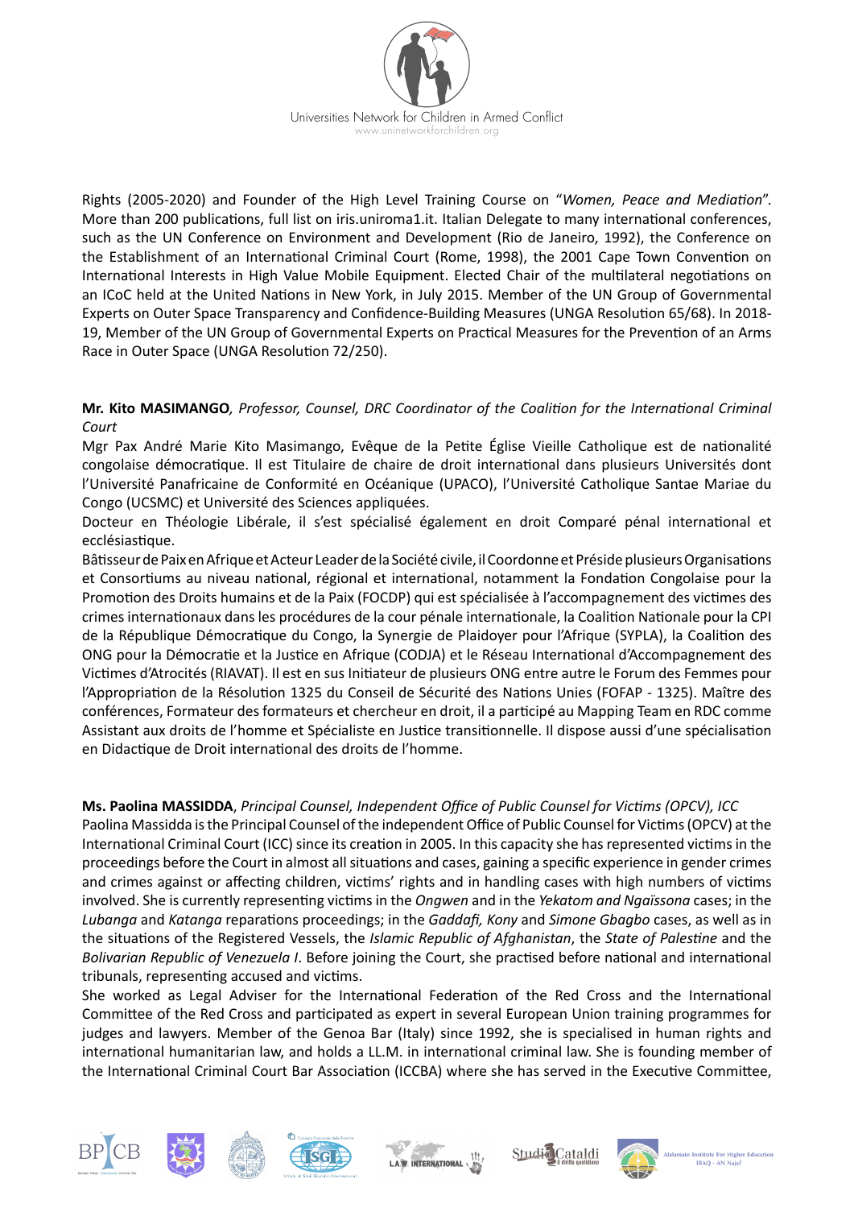Rights (2005-2020) and Founder of the High Level Training Course on "*Women, Peace and Mediation*". More than 200 publications, full list on iris.uniroma1.it. Italian Delegate to many international conferences, such as the UN Conference on Environment and Development (Rio de Janeiro, 1992), the Conference on the Establishment of an International Criminal Court (Rome, 1998), the 2001 Cape Town Convention on International Interests in High Value Mobile Equipment. Elected Chair of the multilateral negotiations on an ICoC held at the United Nations in New York, in July 2015. Member of the UN Group of Governmental Experts on Outer Space Transparency and Confidence-Building Measures (UNGA Resolution 65/68). In 2018-19, Member of the UN Group of Governmental Experts on Practical Measures for the Prevention of an Arms Race in Outer Space (UNGA Resolution 72/250).

**Mr. Kito MASIMANGO**, *Professor, Counsel, DRC Coordinator of the Coalition for the International Criminal Court*

Mgr Pax André Marie Kito Masimango, Evêque de la Petite Église Vieille Catholique est de nationalité congolaise démocratique. Il est Titulaire de chaire de droit international dans plusieurs Universités dont l'Université Panafricaine de Conformité en Océanique (UPACO), l'Université Catholique Santae Mariae du Congo (UCSMC) et Université des Sciences appliquées.

Docteur en Théologie Libérale, il s'est spécialisé également en droit Comparé pénal international et ecclésiastique.

Bâtisseur de Paix en Afrique et Acteur Leader de la Société civile, il Coordonne et Préside plusieurs Organisations et Consortiums au niveau national, régional et international, notamment la Fondation Congolaise pour la Promotion des Droits humains et de la Paix (FOCDP) qui est spécialisée à l'accompagnement des victimes des crimes internationaux dans les procédures de la cour pénale internationale, la Coalition Nationale pour la CPI de la République Démocratique du Congo, la Synergie de Plaidoyer pour l'Afrique (SYPLA), la Coalition des ONG pour la Démocratie et la Justice en Afrique (CODJA) et le Réseau International d'Accompagnement des Victimes d'Atrocités (RIAVAT). Il est en sus Initiateur de plusieurs ONG entre autre le Forum des Femmes pour l'Appropriation de la Résolution 1325 du Conseil de Sécurité des Nations Unies (FOFAP - 1325). Maître des conférences, Formateur des formateurs et chercheur en droit, il a participé au Mapping Team en RDC comme Assistant aux droits de l'homme et Spécialiste en Justice transitionnelle. Il dispose aussi d'une spécialisation en Didactique de Droit international des droits de l'homme.

**Ms. Paolina MASSIDDA**, *Principal Counsel, Independent Office of Public Counsel for Victims (OPCV), ICC*

Paolina Massidda is the Principal Counsel of the independent Office of Public Counsel for Victims (OPCV) at the International Criminal Court (ICC) since its creation in 2005. In this capacity she has represented victims in the proceedings before the Court in almost all situations and cases, gaining a specific experience in gender crimes and crimes against or affecting children, victims' rights and in handling cases with high numbers of victims involved. She is currently representing victims in the *Ongwen* and in the *Yekatom and Ngaïssona* cases; in the *Lubanga* and *Katanga* reparations proceedings; in the *Gaddafi, Kony* and *Simone Gbagbo* cases, as well as in the situations of the Registered Vessels, the *Islamic Republic of Afghanistan*, the *State of Palestine* and the *Bolivarian Republic of Venezuela I*. Before joining the Court, she practised before national and international tribunals, representing accused and victims.

She worked as Legal Adviser for the International Federation of the Red Cross and the International Committee of the Red Cross and participated as expert in several European Union training programmes for judges and lawyers. Member of the Genoa Bar (Italy) since 1992, she is specialised in human rights and international humanitarian law, and holds a LL.M. in international criminal law. She is founding member of the International Criminal Court Bar Association (ICCBA) where she has served in the Executive Committee,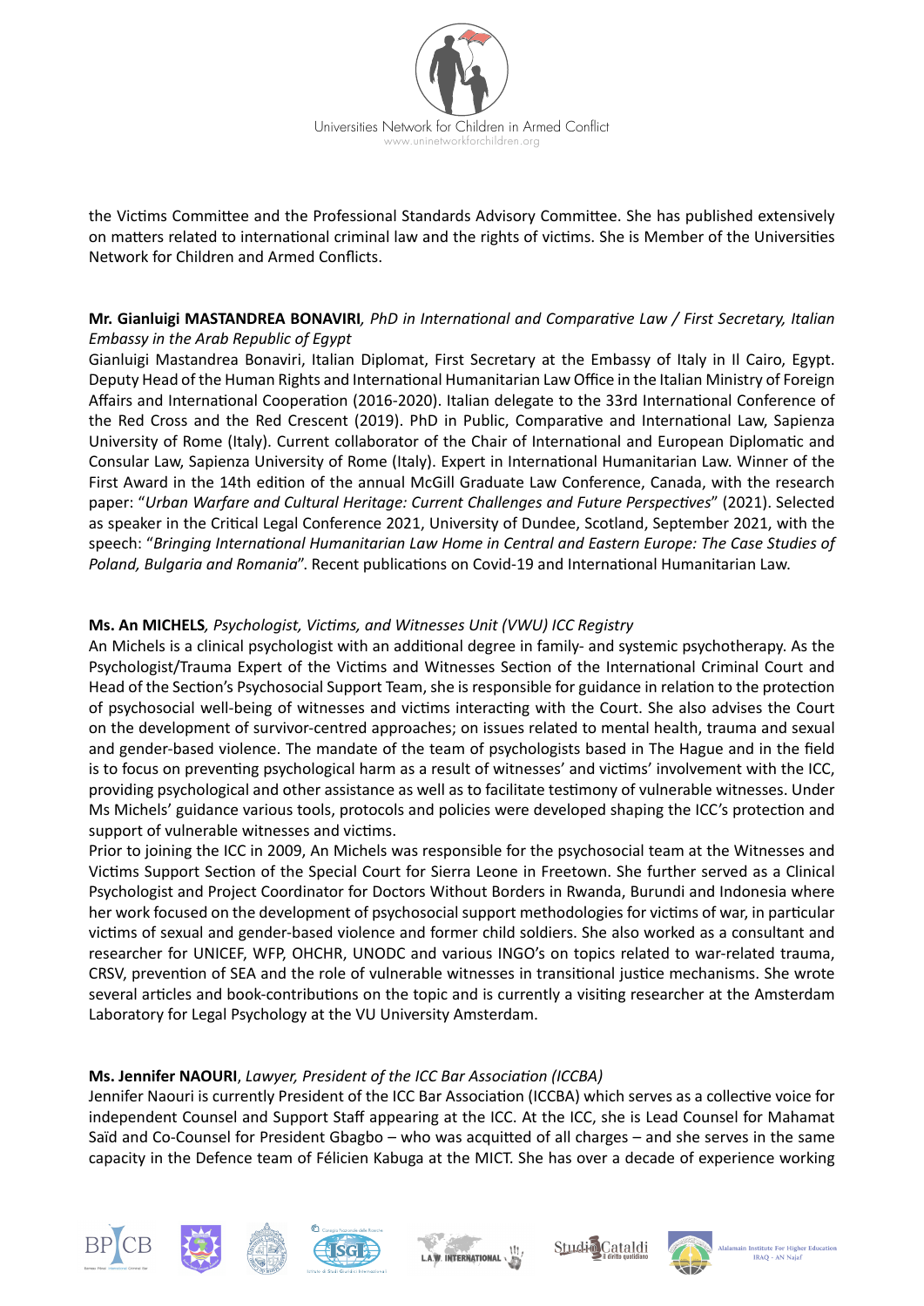the Victims Committee and the Professional Standards Advisory Committee. She has published extensively on matters related to international criminal law and the rights of victims. She is Member of the Universities Network for Children and Armed Conflicts.

**Mr. Gianluigi MASTANDREA BONAVIRI**, *PhD in International and Comparative Law / First Secretary, Italian Embassy in the Arab Republic of Egypt*

Gianluigi Mastandrea Bonaviri, Italian Diplomat, First Secretary at the Embassy of Italy in Il Cairo, Egypt. Deputy Head of the Human Rights and International Humanitarian Law Office in the Italian Ministry of Foreign Affairs and International Cooperation (2016-2020). Italian delegate to the 33rd International Conference of the Red Cross and the Red Crescent (2019). PhD in Public, Comparative and International Law, Sapienza University of Rome (Italy). Current collaborator of the Chair of International and European Diplomatic and Consular Law, Sapienza University of Rome (Italy). Expert in International Humanitarian Law. Winner of the First Award in the 14th edition of the annual McGill Graduate Law Conference, Canada, with the research paper: "*Urban Warfare and Cultural Heritage: Current Challenges and Future Perspectives*" (2021). Selected as speaker in the Critical Legal Conference 2021, University of Dundee, Scotland, September 2021, with the speech: "*Bringing International Humanitarian Law Home in Central and Eastern Europe: The Case Studies of Poland, Bulgaria and Romania*". Recent publications on Covid-19 and International Humanitarian Law.

**Ms. An MICHELS**, *Psychologist, Victims, and Witnesses Unit (VWU) ICC Registry*

An Michels is a clinical psychologist with an additional degree in family- and systemic psychotherapy. As the Psychologist/Trauma Expert of the Victims and Witnesses Section of the International Criminal Court and Head of the Section's Psychosocial Support Team, she is responsible for guidance in relation to the protection of psychosocial well-being of witnesses and victims interacting with the Court. She also advises the Court on the development of survivor-centred approaches; on issues related to mental health, trauma and sexual and gender-based violence. The mandate of the team of psychologists based in The Hague and in the field is to focus on preventing psychological harm as a result of witnesses' and victims' involvement with the ICC, providing psychological and other assistance as well as to facilitate testimony of vulnerable witnesses. Under Ms Michels' guidance various tools, protocols and policies were developed shaping the ICC's protection and support of vulnerable witnesses and victims.

Prior to joining the ICC in 2009, An Michels was responsible for the psychosocial team at the Witnesses and Victims Support Section of the Special Court for Sierra Leone in Freetown. She further served as a Clinical Psychologist and Project Coordinator for Doctors Without Borders in Rwanda, Burundi and Indonesia where her work focused on the development of psychosocial support methodologies for victims of war, in particular victims of sexual and gender-based violence and former child soldiers. She also worked as a consultant and researcher for UNICEF, WFP, OHCHR, UNODC and various INGO's on topics related to war-related trauma, CRSV, prevention of SEA and the role of vulnerable witnesses in transitional justice mechanisms. She wrote several articles and book-contributions on the topic and is currently a visiting researcher at the Amsterdam Laboratory for Legal Psychology at the VU University Amsterdam.

**Ms. Jennifer NAOURI**, *Lawyer, President of the ICC Bar Association (ICCBA)*

Jennifer Naouri is currently President of the ICC Bar Association (ICCBA) which serves as a collective voice for independent Counsel and Support Staff appearing at the ICC. At the ICC, she is Lead Counsel for Mahamat Saïd and Co-Counsel for President Gbagbo – who was acquitted of all charges – and she serves in the same capacity in the Defence team of Félicien Kabuga at the MICT. She has over a decade of experience working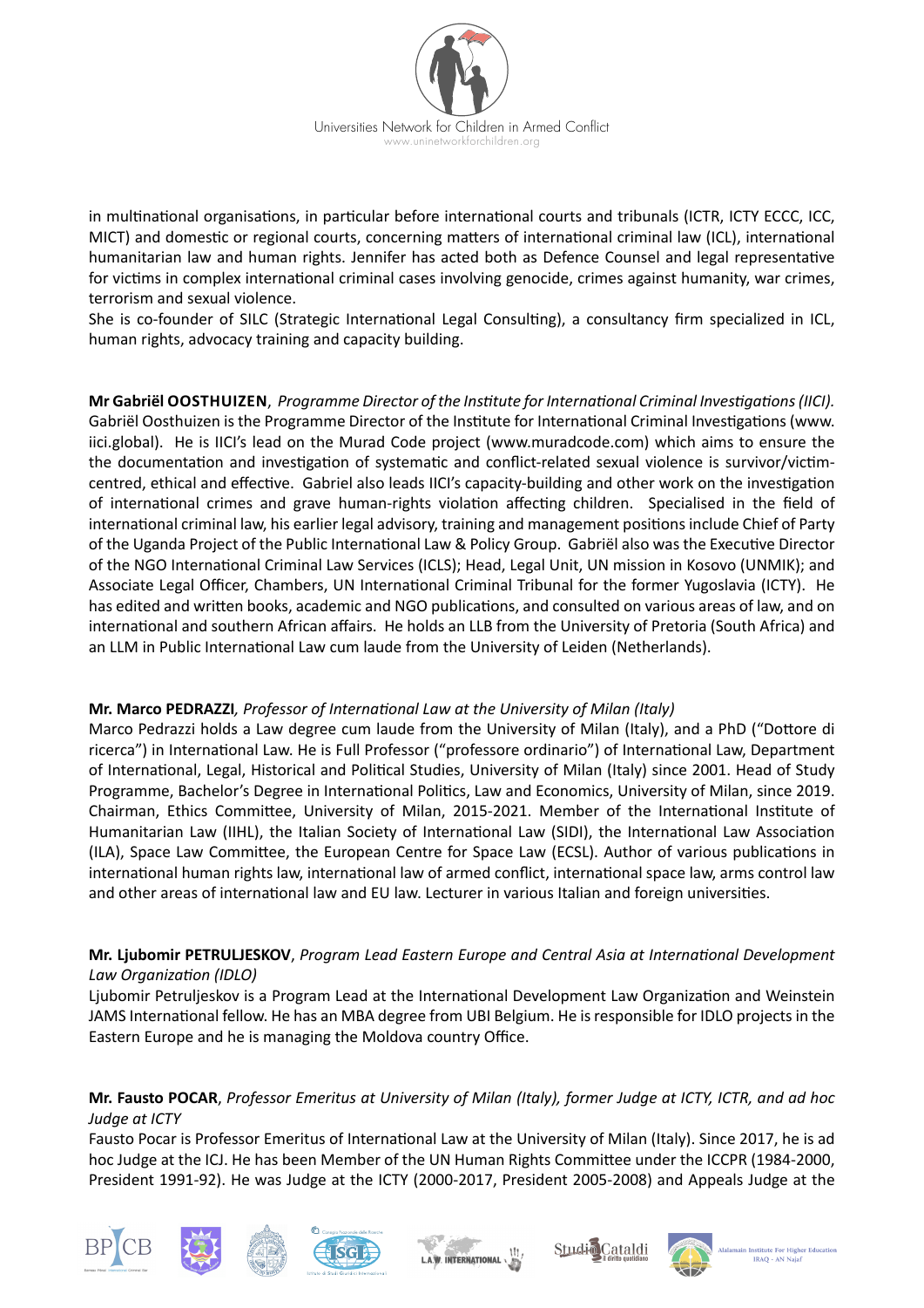in multinational organisations, in particular before international courts and tribunals (ICTR, ICTY ECCC, ICC, MICT) and domestic or regional courts, concerning matters of international criminal law (ICL), international humanitarian law and human rights. Jennifer has acted both as Defence Counsel and legal representative for victims in complex international criminal cases involving genocide, crimes against humanity, war crimes, terrorism and sexual violence.
She is co-founder of SILC (Strategic International Legal Consulting), a consultancy firm specialized in ICL, human rights, advocacy training and capacity building.

**Mr Gabriël OOSTHUIZEN**, *Programme Director of the Institute for International Criminal Investigations (IICI).*
Gabriël Oosthuizen is the Programme Director of the Institute for International Criminal Investigations (www.iici.global). He is IICI's lead on the Murad Code project (www.muradcode.com) which aims to ensure the the documentation and investigation of systematic and conflict-related sexual violence is survivor/victim-centred, ethical and effective. Gabriel also leads IICI's capacity-building and other work on the investigation of international crimes and grave human-rights violation affecting children. Specialised in the field of international criminal law, his earlier legal advisory, training and management positions include Chief of Party of the Uganda Project of the Public International Law & Policy Group. Gabriël also was the Executive Director of the NGO International Criminal Law Services (ICLS); Head, Legal Unit, UN mission in Kosovo (UNMIK); and Associate Legal Officer, Chambers, UN International Criminal Tribunal for the former Yugoslavia (ICTY). He has edited and written books, academic and NGO publications, and consulted on various areas of law, and on international and southern African affairs. He holds an LLB from the University of Pretoria (South Africa) and an LLM in Public International Law cum laude from the University of Leiden (Netherlands).

**Mr. Marco PEDRAZZI***, Professor of International Law at the University of Milan (Italy)*
Marco Pedrazzi holds a Law degree cum laude from the University of Milan (Italy), and a PhD ("Dottore di ricerca") in International Law. He is Full Professor ("professore ordinario") of International Law, Department of International, Legal, Historical and Political Studies, University of Milan (Italy) since 2001. Head of Study Programme, Bachelor's Degree in International Politics, Law and Economics, University of Milan, since 2019. Chairman, Ethics Committee, University of Milan, 2015-2021. Member of the International Institute of Humanitarian Law (IIHL), the Italian Society of International Law (SIDI), the International Law Association (ILA), Space Law Committee, the European Centre for Space Law (ECSL). Author of various publications in international human rights law, international law of armed conflict, international space law, arms control law and other areas of international law and EU law. Lecturer in various Italian and foreign universities.

**Mr. Ljubomir PETRULJESKOV**, *Program Lead Eastern Europe and Central Asia at International Development Law Organization (IDLO)*
Ljubomir Petruljeskov is a Program Lead at the International Development Law Organization and Weinstein JAMS International fellow. He has an MBA degree from UBI Belgium. He is responsible for IDLO projects in the Eastern Europe and he is managing the Moldova country Office.

**Mr. Fausto POCAR**, *Professor Emeritus at University of Milan (Italy), former Judge at ICTY, ICTR, and ad hoc Judge at ICTY*
Fausto Pocar is Professor Emeritus of International Law at the University of Milan (Italy). Since 2017, he is ad hoc Judge at the ICJ. He has been Member of the UN Human Rights Committee under the ICCPR (1984-2000, President 1991-92). He was Judge at the ICTY (2000-2017, President 2005-2008) and Appeals Judge at the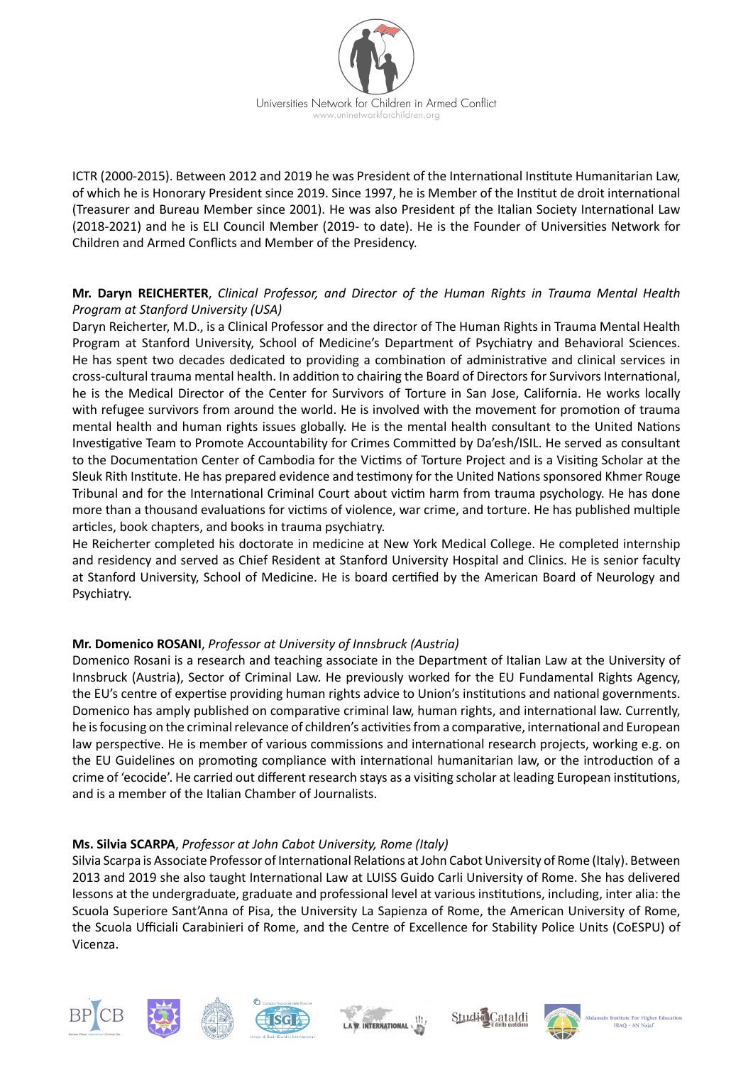ICTR (2000-2015). Between 2012 and 2019 he was President of the International Institute Humanitarian Law, of which he is Honorary President since 2019. Since 1997, he is Member of the Institut de droit international (Treasurer and Bureau Member since 2001). He was also President pf the Italian Society International Law (2018-2021) and he is ELI Council Member (2019- to date). He is the Founder of Universities Network for Children and Armed Conflicts and Member of the Presidency.

**Mr. Daryn REICHERTER**, *Clinical Professor, and Director of the Human Rights in Trauma Mental Health Program at Stanford University (USA)*

Daryn Reicherter, M.D., is a Clinical Professor and the director of The Human Rights in Trauma Mental Health Program at Stanford University, School of Medicine's Department of Psychiatry and Behavioral Sciences. He has spent two decades dedicated to providing a combination of administrative and clinical services in cross-cultural trauma mental health. In addition to chairing the Board of Directors for Survivors International, he is the Medical Director of the Center for Survivors of Torture in San Jose, California. He works locally with refugee survivors from around the world. He is involved with the movement for promotion of trauma mental health and human rights issues globally. He is the mental health consultant to the United Nations Investigative Team to Promote Accountability for Crimes Committed by Da'esh/ISIL. He served as consultant to the Documentation Center of Cambodia for the Victims of Torture Project and is a Visiting Scholar at the Sleuk Rith Institute. He has prepared evidence and testimony for the United Nations sponsored Khmer Rouge Tribunal and for the International Criminal Court about victim harm from trauma psychology. He has done more than a thousand evaluations for victims of violence, war crime, and torture. He has published multiple articles, book chapters, and books in trauma psychiatry.

He Reicherter completed his doctorate in medicine at New York Medical College. He completed internship and residency and served as Chief Resident at Stanford University Hospital and Clinics. He is senior faculty at Stanford University, School of Medicine. He is board certified by the American Board of Neurology and Psychiatry.

**Mr. Domenico ROSANI**, *Professor at University of Innsbruck (Austria)*

Domenico Rosani is a research and teaching associate in the Department of Italian Law at the University of Innsbruck (Austria), Sector of Criminal Law. He previously worked for the EU Fundamental Rights Agency, the EU's centre of expertise providing human rights advice to Union's institutions and national governments. Domenico has amply published on comparative criminal law, human rights, and international law. Currently, he is focusing on the criminal relevance of children's activities from a comparative, international and European law perspective. He is member of various commissions and international research projects, working e.g. on the EU Guidelines on promoting compliance with international humanitarian law, or the introduction of a crime of 'ecocide'. He carried out different research stays as a visiting scholar at leading European institutions, and is a member of the Italian Chamber of Journalists.

**Ms. Silvia SCARPA**, *Professor at John Cabot University, Rome (Italy)*

Silvia Scarpa is Associate Professor of International Relations at John Cabot University of Rome (Italy). Between 2013 and 2019 she also taught International Law at LUISS Guido Carli University of Rome. She has delivered lessons at the undergraduate, graduate and professional level at various institutions, including, inter alia: the Scuola Superiore Sant'Anna of Pisa, the University La Sapienza of Rome, the American University of Rome, the Scuola Ufficiali Carabinieri of Rome, and the Centre of Excellence for Stability Police Units (CoESPU) of Vicenza.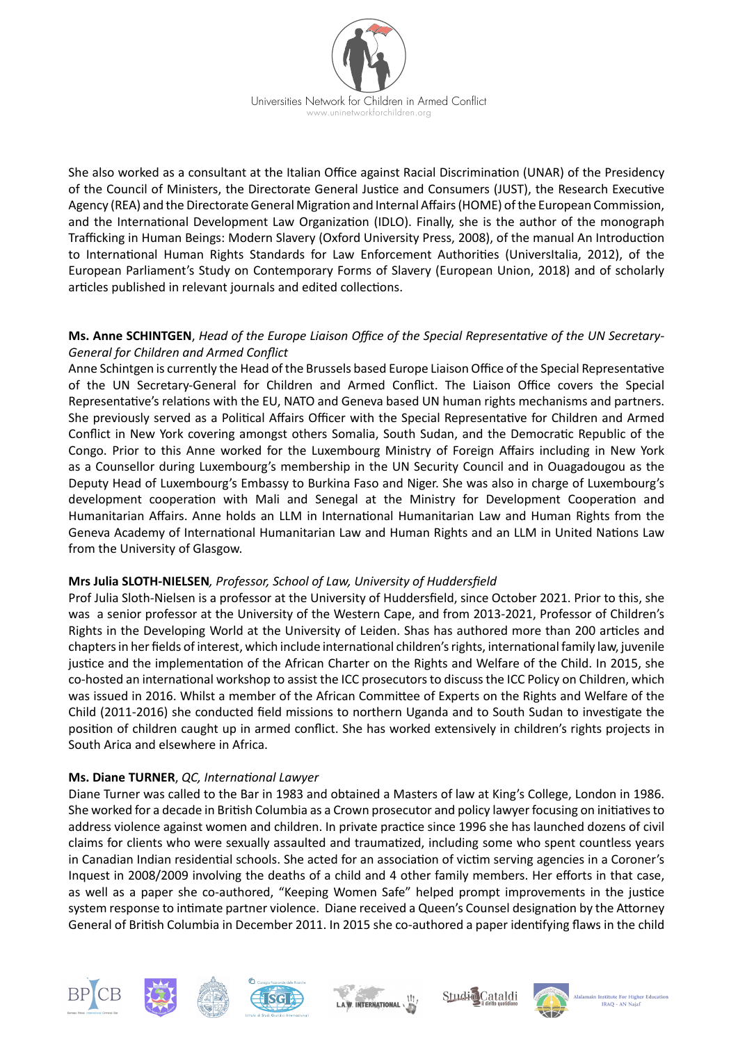She also worked as a consultant at the Italian Office against Racial Discrimination (UNAR) of the Presidency of the Council of Ministers, the Directorate General Justice and Consumers (JUST), the Research Executive Agency (REA) and the Directorate General Migration and Internal Affairs (HOME) of the European Commission, and the International Development Law Organization (IDLO). Finally, she is the author of the monograph Trafficking in Human Beings: Modern Slavery (Oxford University Press, 2008), of the manual An Introduction to International Human Rights Standards for Law Enforcement Authorities (UniversItalia, 2012), of the European Parliament's Study on Contemporary Forms of Slavery (European Union, 2018) and of scholarly articles published in relevant journals and edited collections.

**Ms. Anne SCHINTGEN**, *Head of the Europe Liaison Office of the Special Representative of the UN Secretary-General for Children and Armed Conflict*
Anne Schintgen is currently the Head of the Brussels based Europe Liaison Office of the Special Representative of the UN Secretary-General for Children and Armed Conflict. The Liaison Office covers the Special Representative's relations with the EU, NATO and Geneva based UN human rights mechanisms and partners. She previously served as a Political Affairs Officer with the Special Representative for Children and Armed Conflict in New York covering amongst others Somalia, South Sudan, and the Democratic Republic of the Congo. Prior to this Anne worked for the Luxembourg Ministry of Foreign Affairs including in New York as a Counsellor during Luxembourg's membership in the UN Security Council and in Ouagadougou as the Deputy Head of Luxembourg's Embassy to Burkina Faso and Niger. She was also in charge of Luxembourg's development cooperation with Mali and Senegal at the Ministry for Development Cooperation and Humanitarian Affairs. Anne holds an LLM in International Humanitarian Law and Human Rights from the Geneva Academy of International Humanitarian Law and Human Rights and an LLM in United Nations Law from the University of Glasgow.

**Mrs Julia SLOTH-NIELSEN***, Professor, School of Law, University of Huddersfield*
Prof Julia Sloth-Nielsen is a professor at the University of Huddersfield, since October 2021. Prior to this, she was a senior professor at the University of the Western Cape, and from 2013-2021, Professor of Children's Rights in the Developing World at the University of Leiden. Shas has authored more than 200 articles and chapters in her fields of interest, which include international children's rights, international family law, juvenile justice and the implementation of the African Charter on the Rights and Welfare of the Child. In 2015, she co-hosted an international workshop to assist the ICC prosecutors to discuss the ICC Policy on Children, which was issued in 2016. Whilst a member of the African Committee of Experts on the Rights and Welfare of the Child (2011-2016) she conducted field missions to northern Uganda and to South Sudan to investigate the position of children caught up in armed conflict. She has worked extensively in children's rights projects in South Arica and elsewhere in Africa.

**Ms. Diane TURNER**, *QC, International Lawyer*
Diane Turner was called to the Bar in 1983 and obtained a Masters of law at King's College, London in 1986. She worked for a decade in British Columbia as a Crown prosecutor and policy lawyer focusing on initiatives to address violence against women and children. In private practice since 1996 she has launched dozens of civil claims for clients who were sexually assaulted and traumatized, including some who spent countless years in Canadian Indian residential schools. She acted for an association of victim serving agencies in a Coroner's Inquest in 2008/2009 involving the deaths of a child and 4 other family members. Her efforts in that case, as well as a paper she co-authored, "Keeping Women Safe" helped prompt improvements in the justice system response to intimate partner violence. Diane received a Queen's Counsel designation by the Attorney General of British Columbia in December 2011. In 2015 she co-authored a paper identifying flaws in the child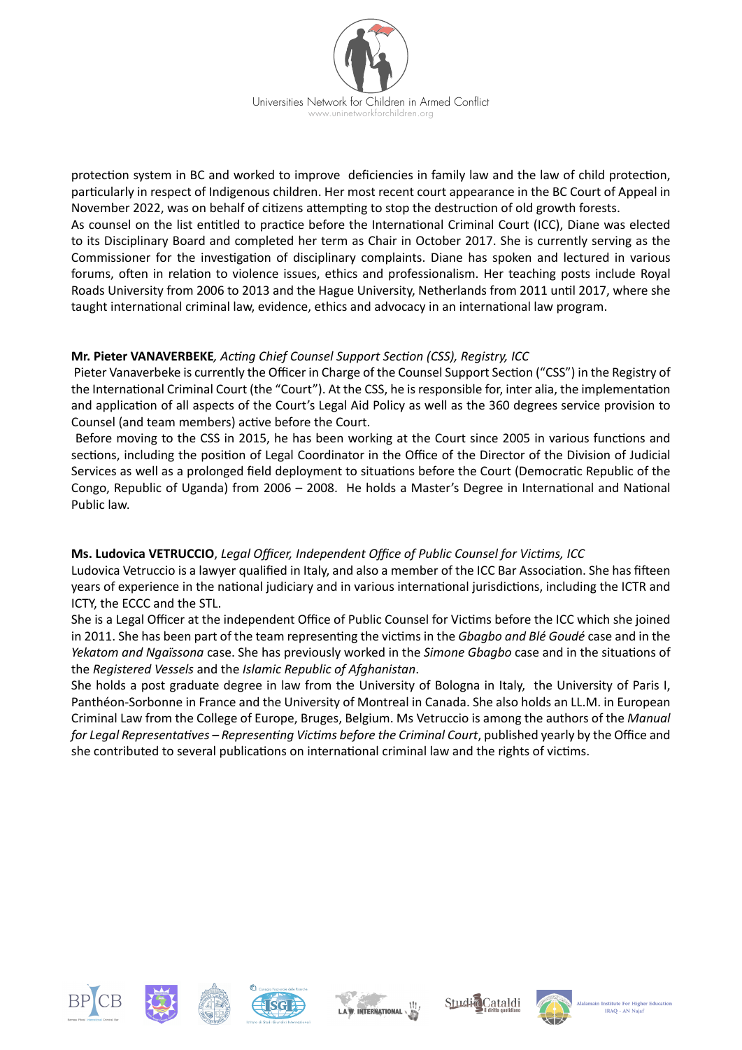protection system in BC and worked to improve deficiencies in family law and the law of child protection, particularly in respect of Indigenous children. Her most recent court appearance in the BC Court of Appeal in November 2022, was on behalf of citizens attempting to stop the destruction of old growth forests.

As counsel on the list entitled to practice before the International Criminal Court (ICC), Diane was elected to its Disciplinary Board and completed her term as Chair in October 2017. She is currently serving as the Commissioner for the investigation of disciplinary complaints. Diane has spoken and lectured in various forums, often in relation to violence issues, ethics and professionalism. Her teaching posts include Royal Roads University from 2006 to 2013 and the Hague University, Netherlands from 2011 until 2017, where she taught international criminal law, evidence, ethics and advocacy in an international law program.

**Mr. Pieter VANAVERBEKE**, *Acting Chief Counsel Support Section (CSS), Registry, ICC*

Pieter Vanaverbeke is currently the Officer in Charge of the Counsel Support Section ("CSS") in the Registry of the International Criminal Court (the "Court"). At the CSS, he is responsible for, inter alia, the implementation and application of all aspects of the Court's Legal Aid Policy as well as the 360 degrees service provision to Counsel (and team members) active before the Court.

Before moving to the CSS in 2015, he has been working at the Court since 2005 in various functions and sections, including the position of Legal Coordinator in the Office of the Director of the Division of Judicial Services as well as a prolonged field deployment to situations before the Court (Democratic Republic of the Congo, Republic of Uganda) from 2006 – 2008. He holds a Master's Degree in International and National Public law.

**Ms. Ludovica VETRUCCIO**, *Legal Officer, Independent Office of Public Counsel for Victims, ICC*

Ludovica Vetruccio is a lawyer qualified in Italy, and also a member of the ICC Bar Association. She has fifteen years of experience in the national judiciary and in various international jurisdictions, including the ICTR and ICTY, the ECCC and the STL.

She is a Legal Officer at the independent Office of Public Counsel for Victims before the ICC which she joined in 2011. She has been part of the team representing the victims in the *Gbagbo and Blé Goudé* case and in the *Yekatom and Ngaïssona* case. She has previously worked in the *Simone Gbagbo* case and in the situations of the *Registered Vessels* and the *Islamic Republic of Afghanistan*.

She holds a post graduate degree in law from the University of Bologna in Italy, the University of Paris I, Panthéon-Sorbonne in France and the University of Montreal in Canada. She also holds an LL.M. in European Criminal Law from the College of Europe, Bruges, Belgium. Ms Vetruccio is among the authors of the *Manual for Legal Representatives – Representing Victims before the Criminal Court*, published yearly by the Office and she contributed to several publications on international criminal law and the rights of victims.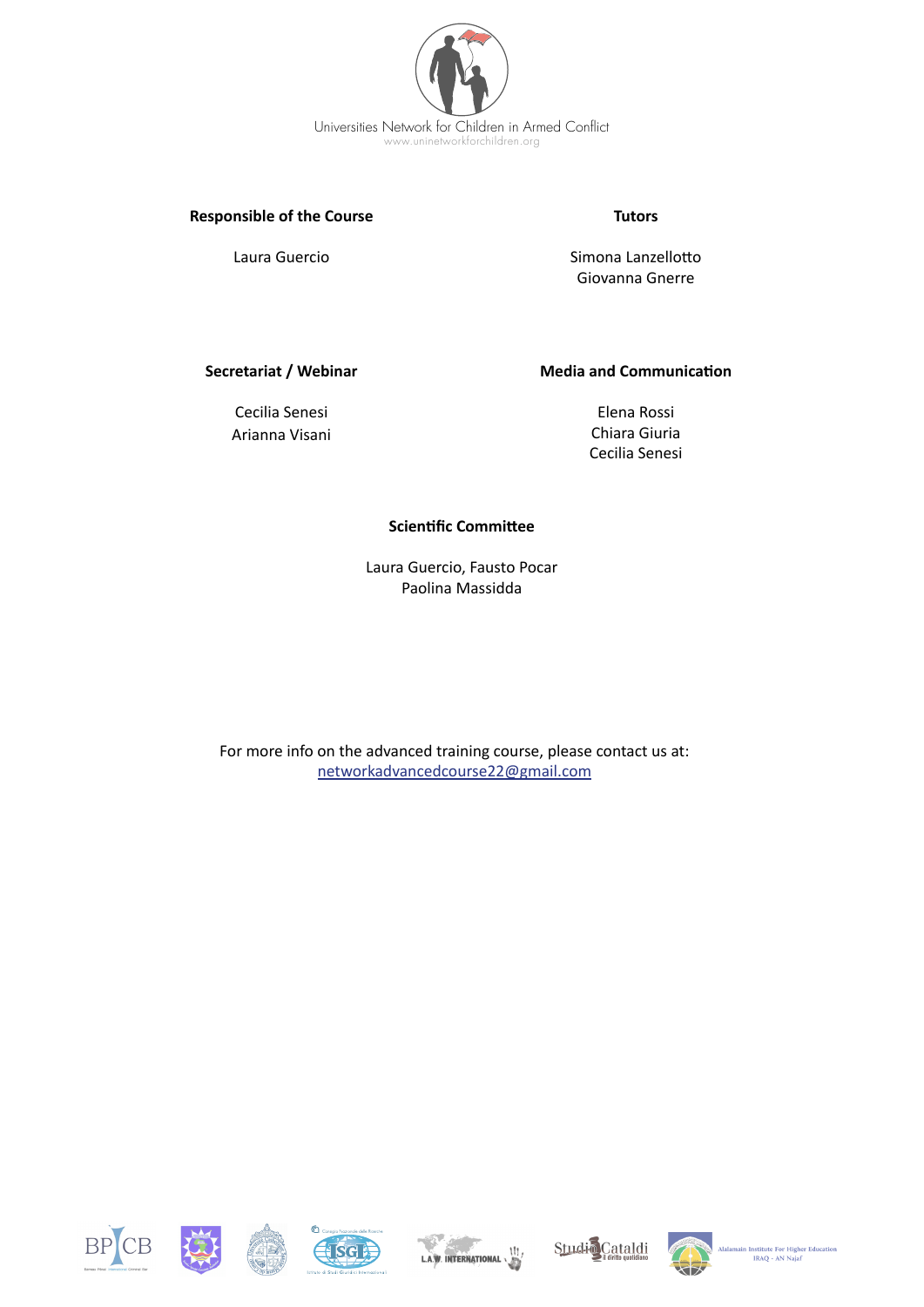Universities Network for Children in Armed Conflict
www.uninetworkforchildren.org

**Responsible of the Course**

Laura Guercio

**Tutors**

Simona Lanzellotto
Giovanna Gnerre

**Secretariat / Webinar**

Cecilia Senesi
Arianna Visani

**Media and Communication**

Elena Rossi
Chiara Giuria
Cecilia Senesi

**Scientific Committee**

Laura Guercio, Fausto Pocar
Paolina Massidda

For more info on the advanced training course, please contact us at:
networkadvancedcourse22@gmail.com